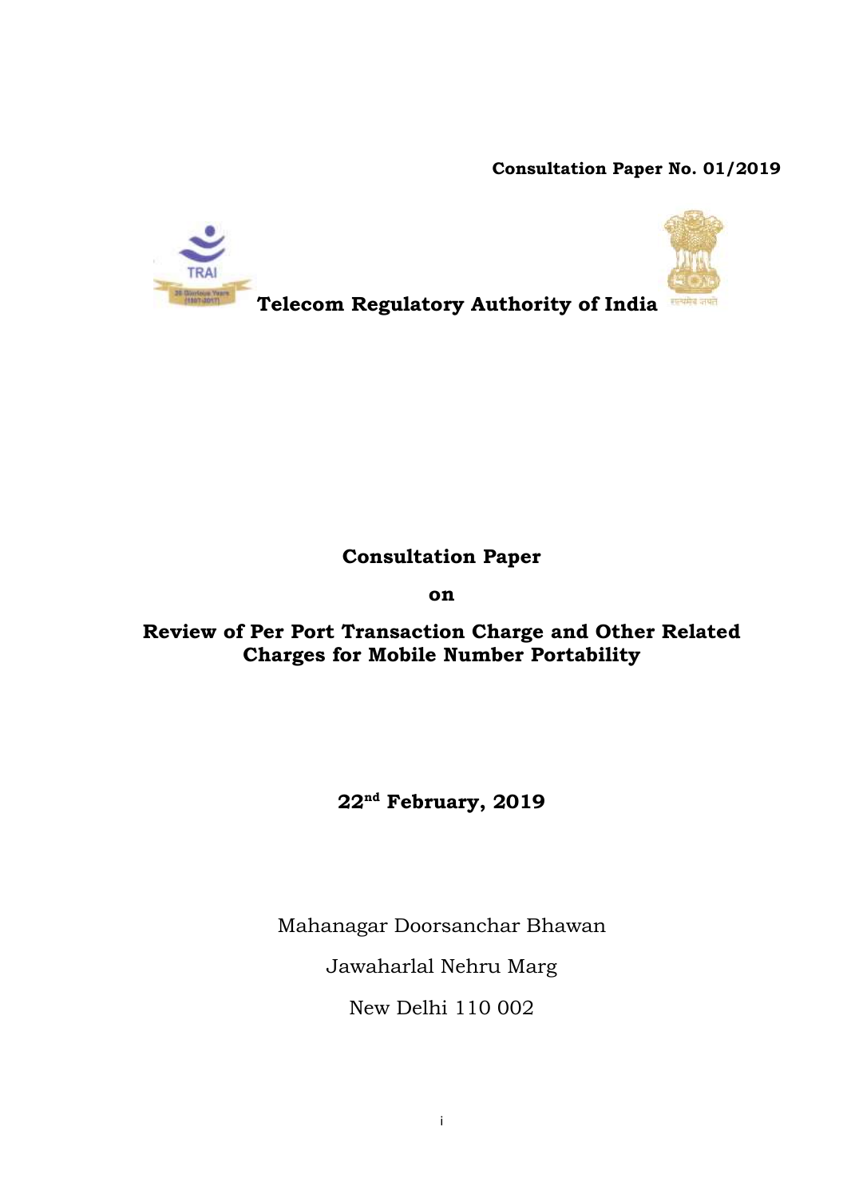**Consultation Paper No. 01/2019**

**Telecom Regulatory Authority of India**

# Consultation Paper

**on**

## Review of Per Port Transaction Charge and Other Related Charges for Mobile Number Portability

**22nd February, 2019**

Mahanagar Doorsanchar Bhawan

Jawaharlal Nehru Marg

New Delhi 110 002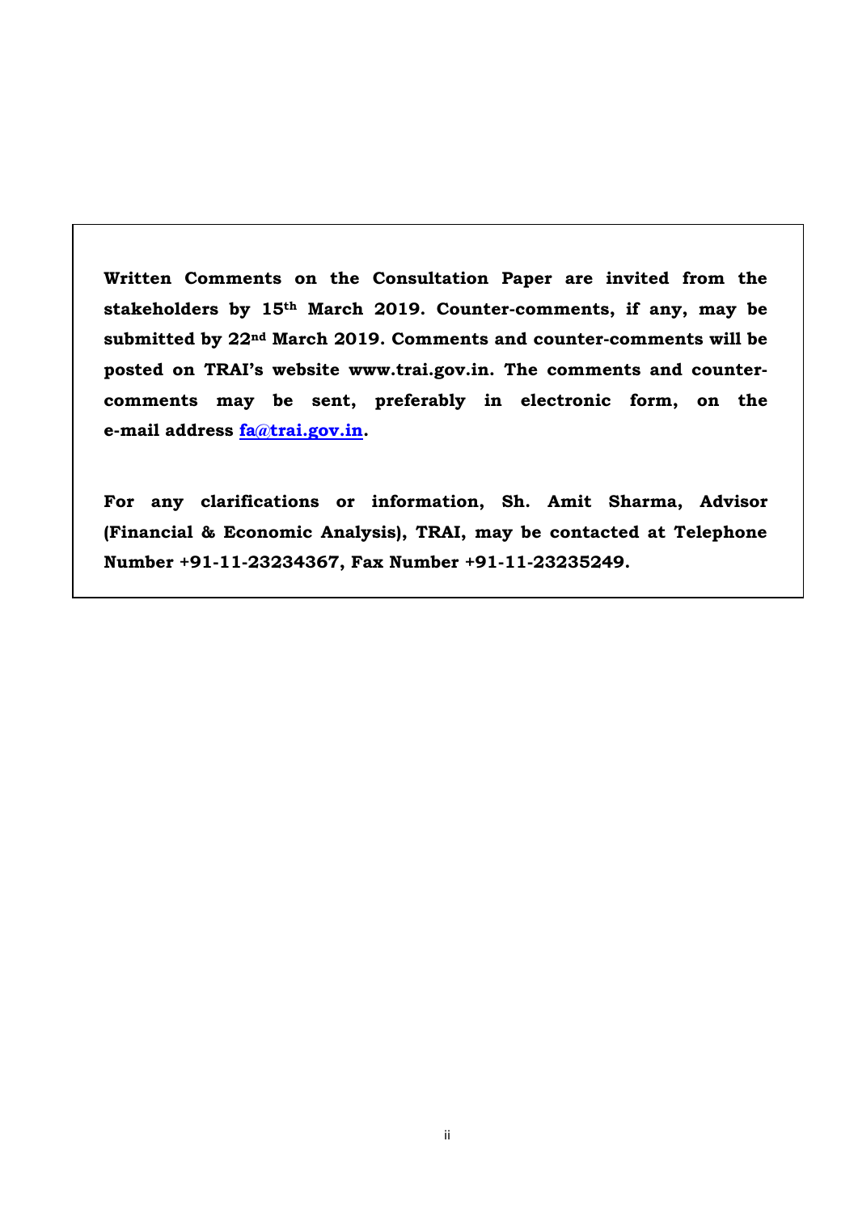**Written Comments on the Consultation Paper are invited from the stakeholders by 15th March 2019. Counter-comments, if any, may be submitted by 22nd March 2019. Comments and counter-comments will be posted on TRAI's website www.trai.gov.in. The comments and counter-comments may be sent, preferably in electronic form, on the e-mail address fa@trai.gov.in.**

**For any clarifications or information, Sh. Amit Sharma, Advisor (Financial & Economic Analysis), TRAI, may be contacted at Telephone Number +91-11-23234367, Fax Number +91-11-23235249.**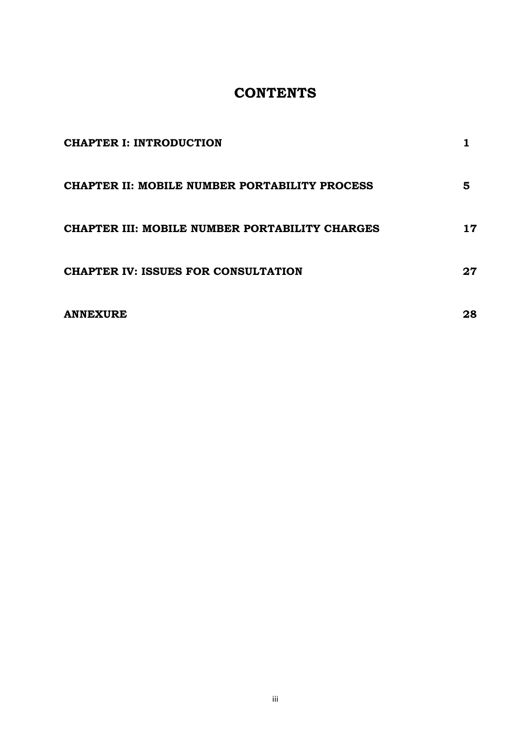# CONTENTS

| | |
|---|---|
| **CHAPTER I: INTRODUCTION** | **1** |
| **CHAPTER II: MOBILE NUMBER PORTABILITY PROCESS** | **5** |
| **CHAPTER III: MOBILE NUMBER PORTABILITY CHARGES** | **17** |
| **CHAPTER IV: ISSUES FOR CONSULTATION** | **27** |
| **ANNEXURE** | **28** |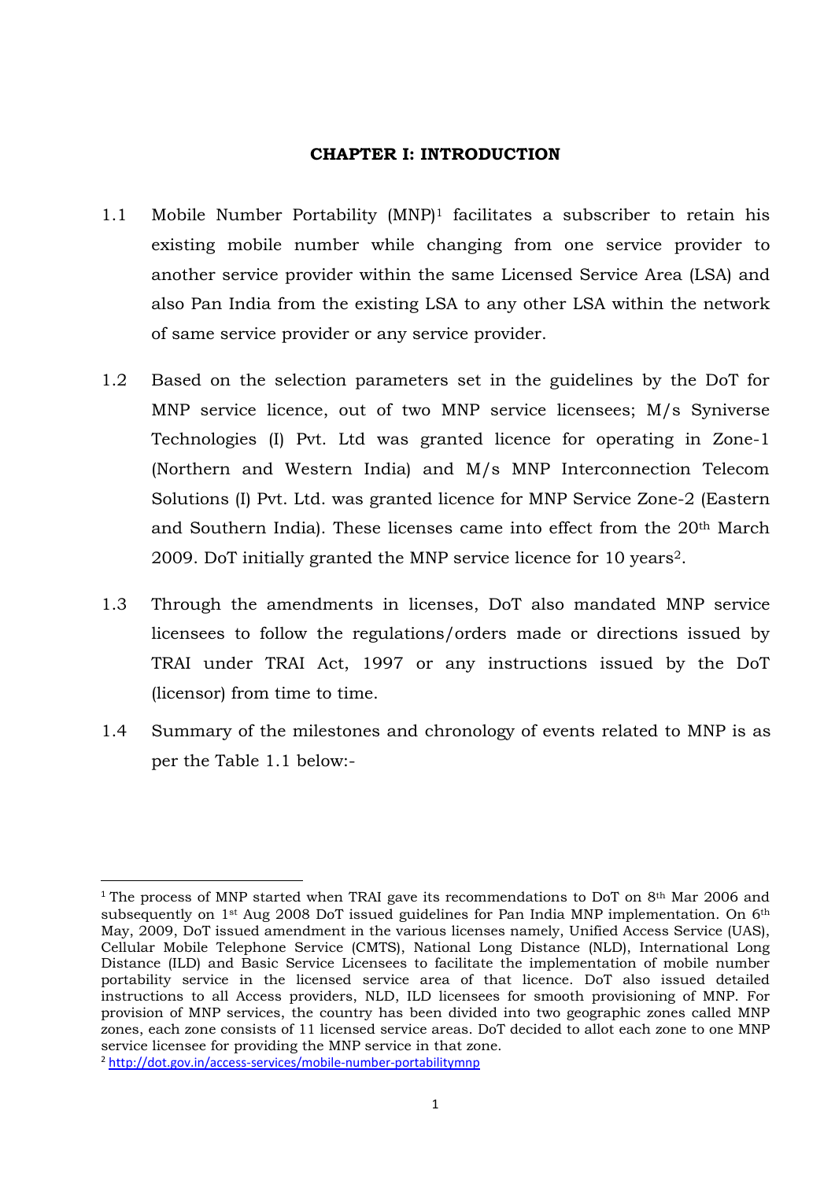# CHAPTER I: INTRODUCTION

1.1 Mobile Number Portability (MNP)[1] facilitates a subscriber to retain his existing mobile number while changing from one service provider to another service provider within the same Licensed Service Area (LSA) and also Pan India from the existing LSA to any other LSA within the network of same service provider or any service provider.

1.2 Based on the selection parameters set in the guidelines by the DoT for MNP service licence, out of two MNP service licensees; M/s Syniverse Technologies (I) Pvt. Ltd was granted licence for operating in Zone-1 (Northern and Western India) and M/s MNP Interconnection Telecom Solutions (I) Pvt. Ltd. was granted licence for MNP Service Zone-2 (Eastern and Southern India). These licenses came into effect from the 20th March 2009. DoT initially granted the MNP service licence for 10 years[2].

1.3 Through the amendments in licenses, DoT also mandated MNP service licensees to follow the regulations/orders made or directions issued by TRAI under TRAI Act, 1997 or any instructions issued by the DoT (licensor) from time to time.

1.4 Summary of the milestones and chronology of events related to MNP is as per the Table 1.1 below:-

---

[1] The process of MNP started when TRAI gave its recommendations to DoT on 8th Mar 2006 and subsequently on 1st Aug 2008 DoT issued guidelines for Pan India MNP implementation. On 6th May, 2009, DoT issued amendment in the various licenses namely, Unified Access Service (UAS), Cellular Mobile Telephone Service (CMTS), National Long Distance (NLD), International Long Distance (ILD) and Basic Service Licensees to facilitate the implementation of mobile number portability service in the licensed service area of that licence. DoT also issued detailed instructions to all Access providers, NLD, ILD licensees for smooth provisioning of MNP. For provision of MNP services, the country has been divided into two geographic zones called MNP zones, each zone consists of 11 licensed service areas. DoT decided to allot each zone to one MNP service licensee for providing the MNP service in that zone.

[2] http://dot.gov.in/access-services/mobile-number-portabilitymnp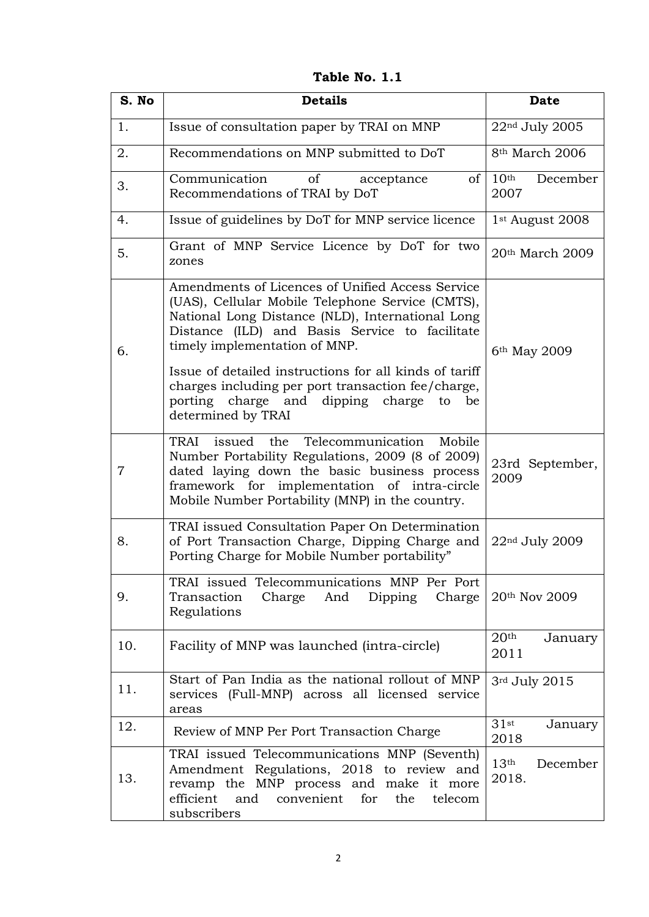**Table No. 1.1**

| S. No | Details | Date |
|---|---|---|
| 1. | Issue of consultation paper by TRAI on MNP | 22nd July 2005 |
| 2. | Recommendations on MNP submitted to DoT | 8th March 2006 |
| 3. | Communication of acceptance of Recommendations of TRAI by DoT | 10th December 2007 |
| 4. | Issue of guidelines by DoT for MNP service licence | 1st August 2008 |
| 5. | Grant of MNP Service Licence by DoT for two zones | 20th March 2009 |
| 6. | Amendments of Licences of Unified Access Service (UAS), Cellular Mobile Telephone Service (CMTS), National Long Distance (NLD), International Long Distance (ILD) and Basis Service to facilitate timely implementation of MNP.<br><br>Issue of detailed instructions for all kinds of tariff charges including per port transaction fee/charge, porting charge and dipping charge to be determined by TRAI | 6th May 2009 |
| 7 | TRAI issued the Telecommunication Mobile Number Portability Regulations, 2009 (8 of 2009) dated laying down the basic business process framework for implementation of intra-circle Mobile Number Portability (MNP) in the country. | 23rd September, 2009 |
| 8. | TRAI issued Consultation Paper On Determination of Port Transaction Charge, Dipping Charge and Porting Charge for Mobile Number portability" | 22nd July 2009 |
| 9. | TRAI issued Telecommunications MNP Per Port Transaction Charge And Dipping Charge Regulations | 20th Nov 2009 |
| 10. | Facility of MNP was launched (intra-circle) | 20th January 2011 |
| 11. | Start of Pan India as the national rollout of MNP services (Full-MNP) across all licensed service areas | 3rd July 2015 |
| 12. | Review of MNP Per Port Transaction Charge | 31st January 2018 |
| 13. | TRAI issued Telecommunications MNP (Seventh) Amendment Regulations, 2018 to review and revamp the MNP process and make it more efficient and convenient for the telecom subscribers | 13th December 2018. |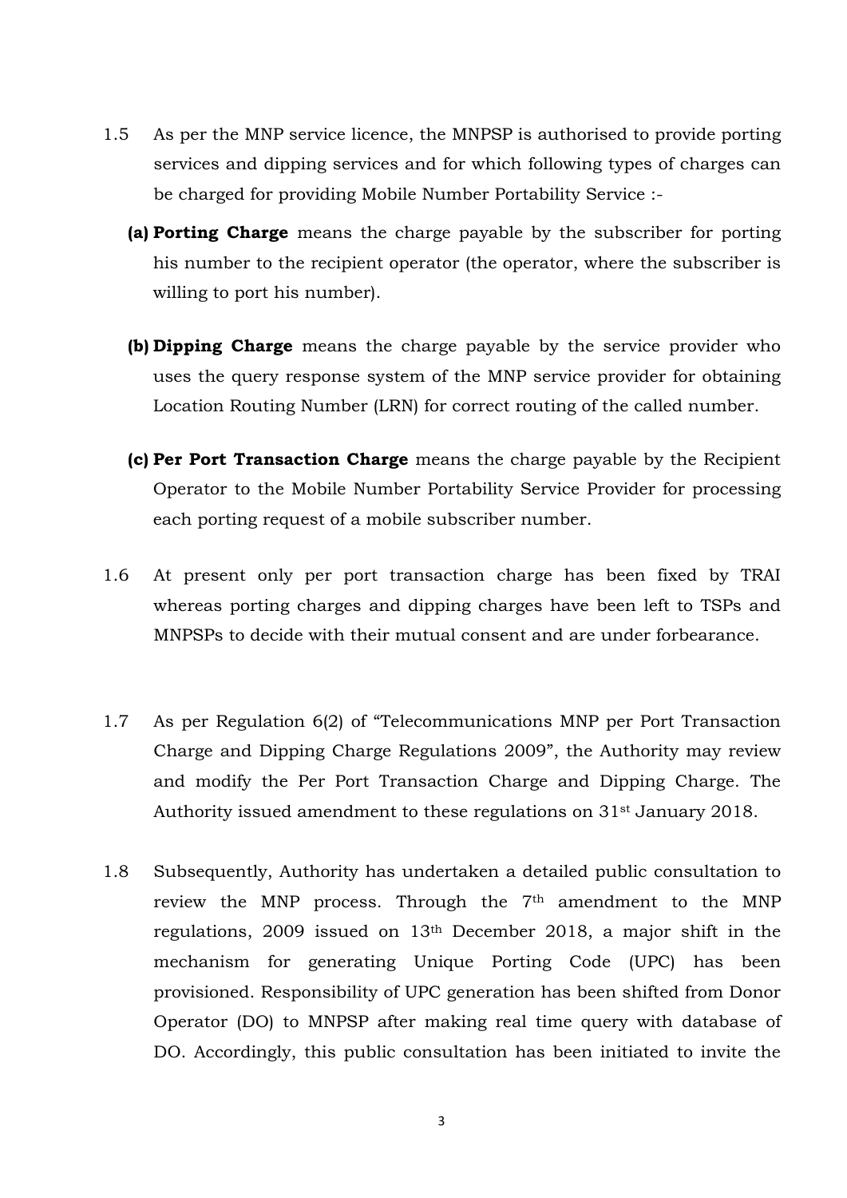1.5 As per the MNP service licence, the MNPSP is authorised to provide porting services and dipping services and for which following types of charges can be charged for providing Mobile Number Portability Service :-

**(a) Porting Charge** means the charge payable by the subscriber for porting his number to the recipient operator (the operator, where the subscriber is willing to port his number).

**(b) Dipping Charge** means the charge payable by the service provider who uses the query response system of the MNP service provider for obtaining Location Routing Number (LRN) for correct routing of the called number.

**(c) Per Port Transaction Charge** means the charge payable by the Recipient Operator to the Mobile Number Portability Service Provider for processing each porting request of a mobile subscriber number.

1.6 At present only per port transaction charge has been fixed by TRAI whereas porting charges and dipping charges have been left to TSPs and MNPSPs to decide with their mutual consent and are under forbearance.

1.7 As per Regulation 6(2) of "Telecommunications MNP per Port Transaction Charge and Dipping Charge Regulations 2009", the Authority may review and modify the Per Port Transaction Charge and Dipping Charge. The Authority issued amendment to these regulations on 31st January 2018.

1.8 Subsequently, Authority has undertaken a detailed public consultation to review the MNP process. Through the 7th amendment to the MNP regulations, 2009 issued on 13th December 2018, a major shift in the mechanism for generating Unique Porting Code (UPC) has been provisioned. Responsibility of UPC generation has been shifted from Donor Operator (DO) to MNPSP after making real time query with database of DO. Accordingly, this public consultation has been initiated to invite the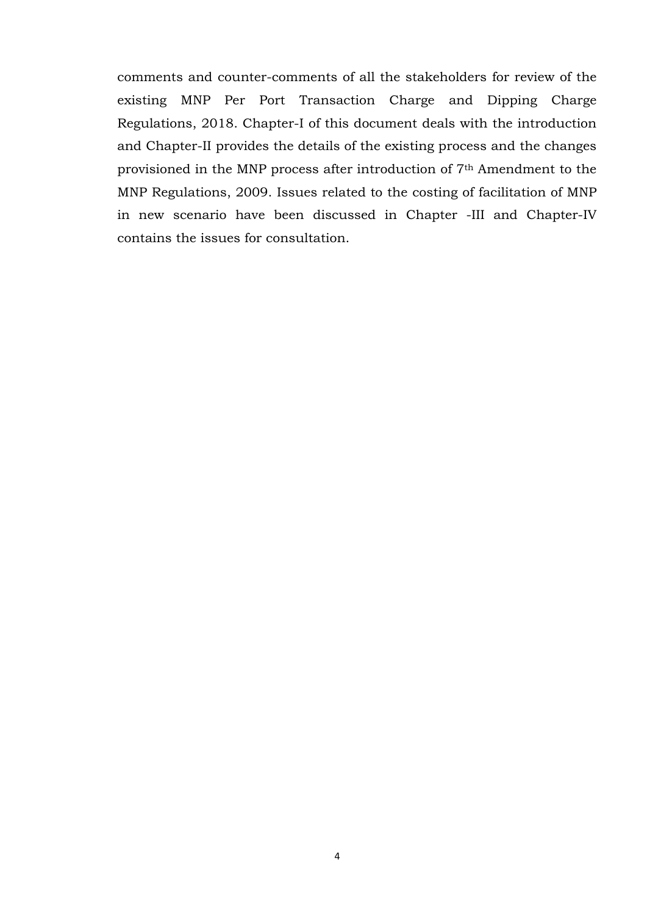comments and counter-comments of all the stakeholders for review of the existing MNP Per Port Transaction Charge and Dipping Charge Regulations, 2018. Chapter-I of this document deals with the introduction and Chapter-II provides the details of the existing process and the changes provisioned in the MNP process after introduction of 7th Amendment to the MNP Regulations, 2009. Issues related to the costing of facilitation of MNP in new scenario have been discussed in Chapter -III and Chapter-IV contains the issues for consultation.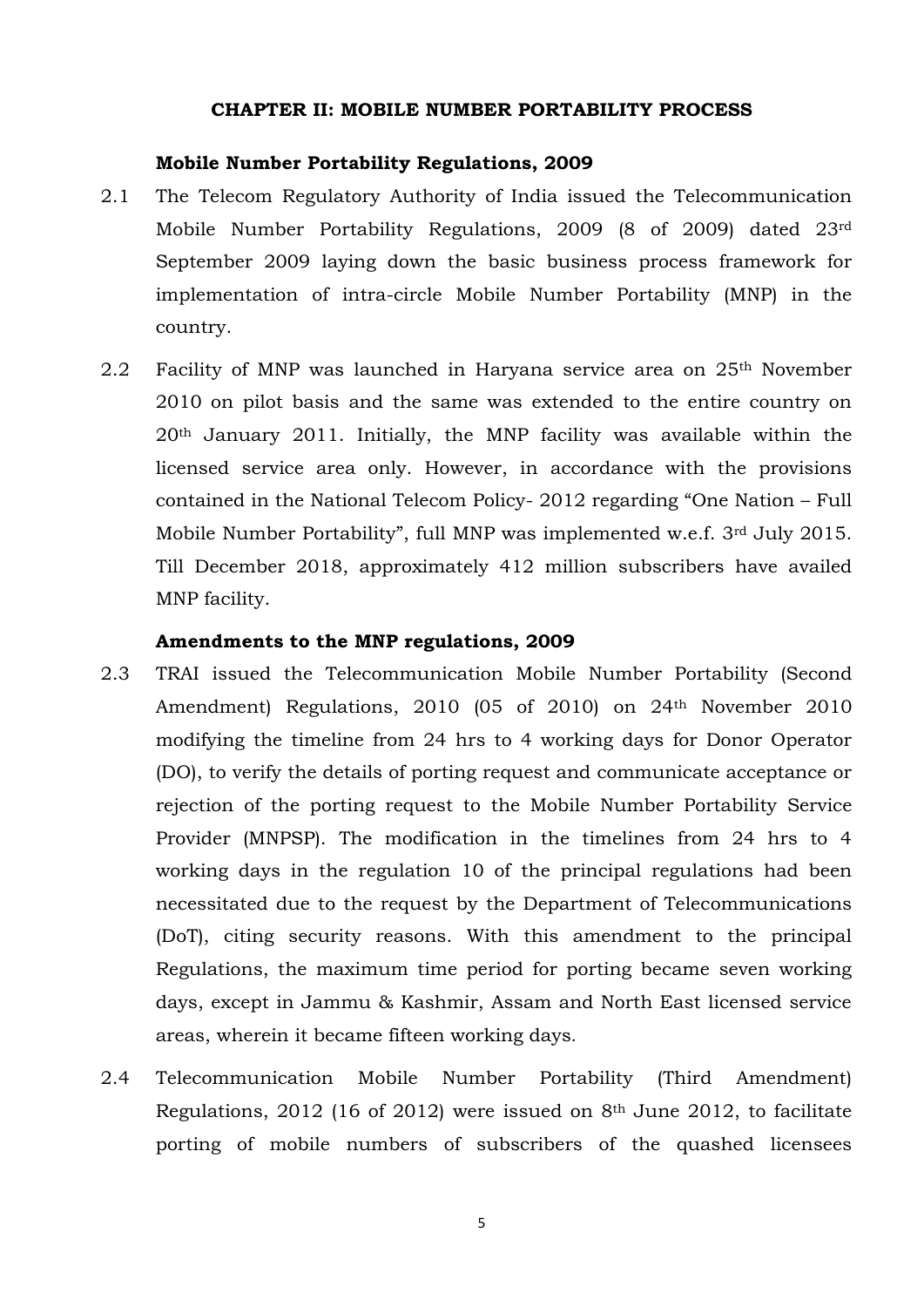## CHAPTER II: MOBILE NUMBER PORTABILITY PROCESS

### Mobile Number Portability Regulations, 2009

2.1 The Telecom Regulatory Authority of India issued the Telecommunication Mobile Number Portability Regulations, 2009 (8 of 2009) dated 23rd September 2009 laying down the basic business process framework for implementation of intra-circle Mobile Number Portability (MNP) in the country.

2.2 Facility of MNP was launched in Haryana service area on 25th November 2010 on pilot basis and the same was extended to the entire country on 20th January 2011. Initially, the MNP facility was available within the licensed service area only. However, in accordance with the provisions contained in the National Telecom Policy- 2012 regarding "One Nation – Full Mobile Number Portability", full MNP was implemented w.e.f. 3rd July 2015. Till December 2018, approximately 412 million subscribers have availed MNP facility.

### Amendments to the MNP regulations, 2009

2.3 TRAI issued the Telecommunication Mobile Number Portability (Second Amendment) Regulations, 2010 (05 of 2010) on 24th November 2010 modifying the timeline from 24 hrs to 4 working days for Donor Operator (DO), to verify the details of porting request and communicate acceptance or rejection of the porting request to the Mobile Number Portability Service Provider (MNPSP). The modification in the timelines from 24 hrs to 4 working days in the regulation 10 of the principal regulations had been necessitated due to the request by the Department of Telecommunications (DoT), citing security reasons. With this amendment to the principal Regulations, the maximum time period for porting became seven working days, except in Jammu & Kashmir, Assam and North East licensed service areas, wherein it became fifteen working days.

2.4 Telecommunication Mobile Number Portability (Third Amendment) Regulations, 2012 (16 of 2012) were issued on 8th June 2012, to facilitate porting of mobile numbers of subscribers of the quashed licensees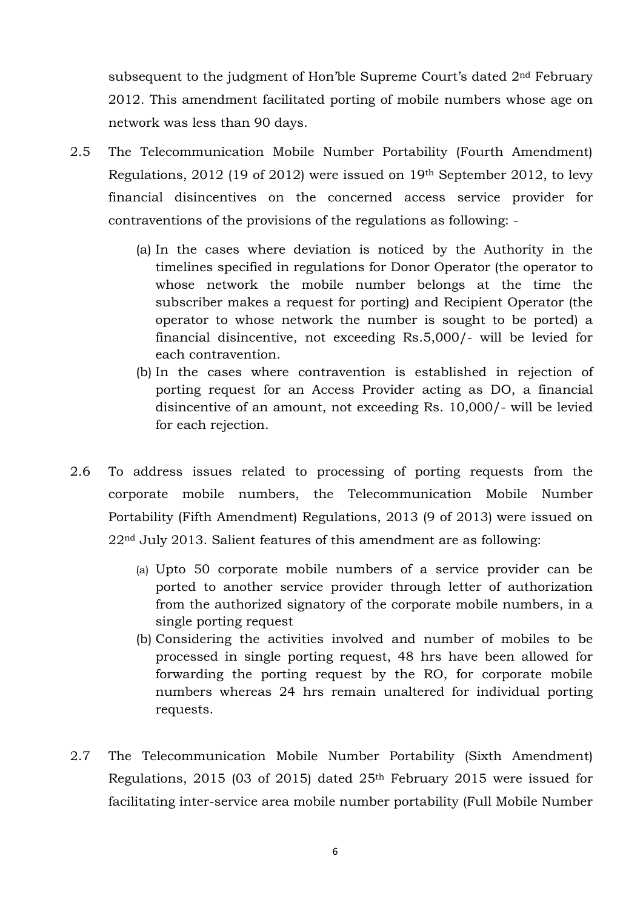subsequent to the judgment of Hon'ble Supreme Court's dated 2nd February 2012. This amendment facilitated porting of mobile numbers whose age on network was less than 90 days.

2.5 The Telecommunication Mobile Number Portability (Fourth Amendment) Regulations, 2012 (19 of 2012) were issued on 19th September 2012, to levy financial disincentives on the concerned access service provider for contraventions of the provisions of the regulations as following: -

(a) In the cases where deviation is noticed by the Authority in the timelines specified in regulations for Donor Operator (the operator to whose network the mobile number belongs at the time the subscriber makes a request for porting) and Recipient Operator (the operator to whose network the number is sought to be ported) a financial disincentive, not exceeding Rs.5,000/- will be levied for each contravention.

(b) In the cases where contravention is established in rejection of porting request for an Access Provider acting as DO, a financial disincentive of an amount, not exceeding Rs. 10,000/- will be levied for each rejection.

2.6 To address issues related to processing of porting requests from the corporate mobile numbers, the Telecommunication Mobile Number Portability (Fifth Amendment) Regulations, 2013 (9 of 2013) were issued on 22nd July 2013. Salient features of this amendment are as following:

(a) Upto 50 corporate mobile numbers of a service provider can be ported to another service provider through letter of authorization from the authorized signatory of the corporate mobile numbers, in a single porting request

(b) Considering the activities involved and number of mobiles to be processed in single porting request, 48 hrs have been allowed for forwarding the porting request by the RO, for corporate mobile numbers whereas 24 hrs remain unaltered for individual porting requests.

2.7 The Telecommunication Mobile Number Portability (Sixth Amendment) Regulations, 2015 (03 of 2015) dated 25th February 2015 were issued for facilitating inter-service area mobile number portability (Full Mobile Number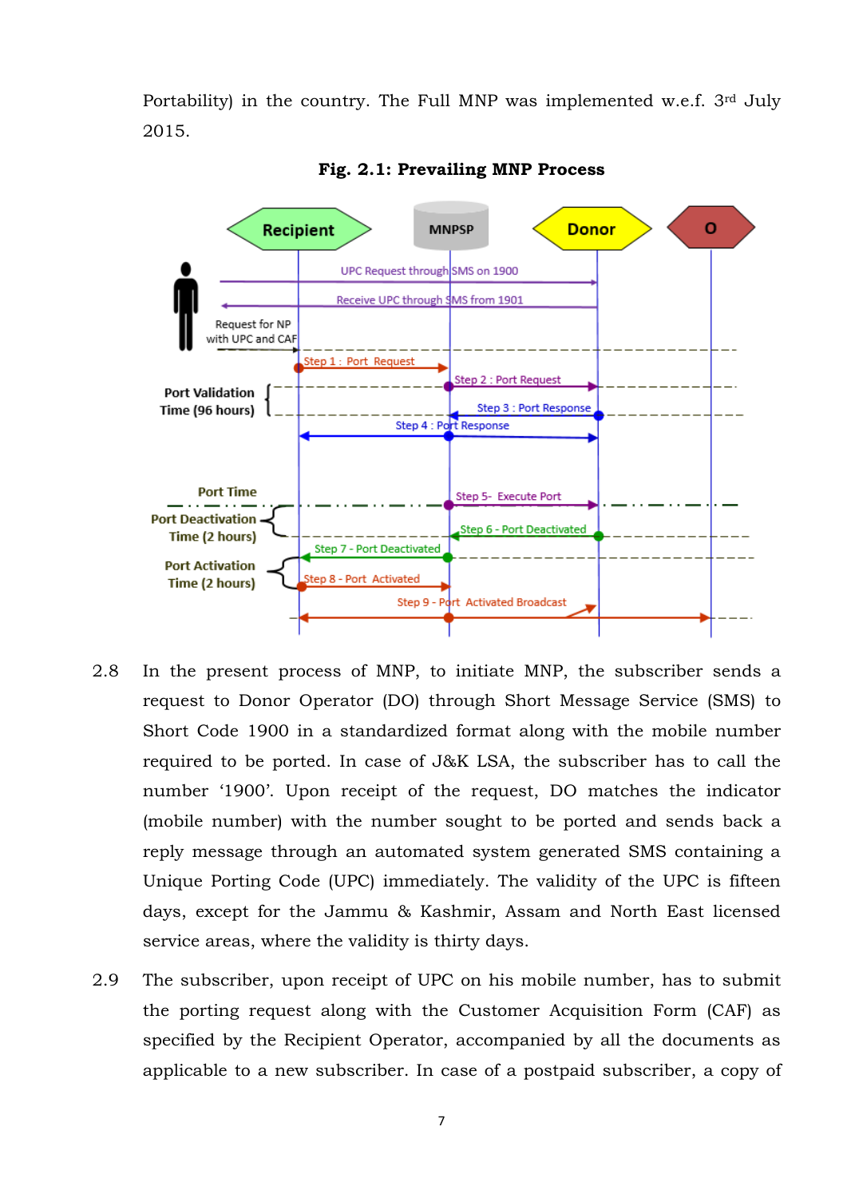Portability) in the country. The Full MNP was implemented w.e.f. 3rd July 2015.

**Fig. 2.1: Prevailing MNP Process**

2.8 In the present process of MNP, to initiate MNP, the subscriber sends a request to Donor Operator (DO) through Short Message Service (SMS) to Short Code 1900 in a standardized format along with the mobile number required to be ported. In case of J&K LSA, the subscriber has to call the number '1900'. Upon receipt of the request, DO matches the indicator (mobile number) with the number sought to be ported and sends back a reply message through an automated system generated SMS containing a Unique Porting Code (UPC) immediately. The validity of the UPC is fifteen days, except for the Jammu & Kashmir, Assam and North East licensed service areas, where the validity is thirty days.

2.9 The subscriber, upon receipt of UPC on his mobile number, has to submit the porting request along with the Customer Acquisition Form (CAF) as specified by the Recipient Operator, accompanied by all the documents as applicable to a new subscriber. In case of a postpaid subscriber, a copy of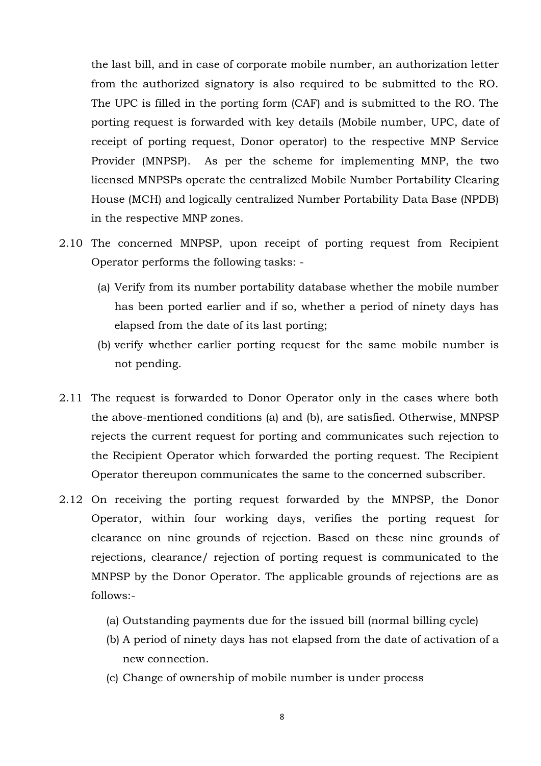the last bill, and in case of corporate mobile number, an authorization letter from the authorized signatory is also required to be submitted to the RO. The UPC is filled in the porting form (CAF) and is submitted to the RO. The porting request is forwarded with key details (Mobile number, UPC, date of receipt of porting request, Donor operator) to the respective MNP Service Provider (MNPSP). As per the scheme for implementing MNP, the two licensed MNPSPs operate the centralized Mobile Number Portability Clearing House (MCH) and logically centralized Number Portability Data Base (NPDB) in the respective MNP zones.

2.10 The concerned MNPSP, upon receipt of porting request from Recipient Operator performs the following tasks: -

(a) Verify from its number portability database whether the mobile number has been ported earlier and if so, whether a period of ninety days has elapsed from the date of its last porting;

(b) verify whether earlier porting request for the same mobile number is not pending.

2.11 The request is forwarded to Donor Operator only in the cases where both the above-mentioned conditions (a) and (b), are satisfied. Otherwise, MNPSP rejects the current request for porting and communicates such rejection to the Recipient Operator which forwarded the porting request. The Recipient Operator thereupon communicates the same to the concerned subscriber.

2.12 On receiving the porting request forwarded by the MNPSP, the Donor Operator, within four working days, verifies the porting request for clearance on nine grounds of rejection. Based on these nine grounds of rejections, clearance/ rejection of porting request is communicated to the MNPSP by the Donor Operator. The applicable grounds of rejections are as follows:-

(a) Outstanding payments due for the issued bill (normal billing cycle)

(b) A period of ninety days has not elapsed from the date of activation of a new connection.

(c) Change of ownership of mobile number is under process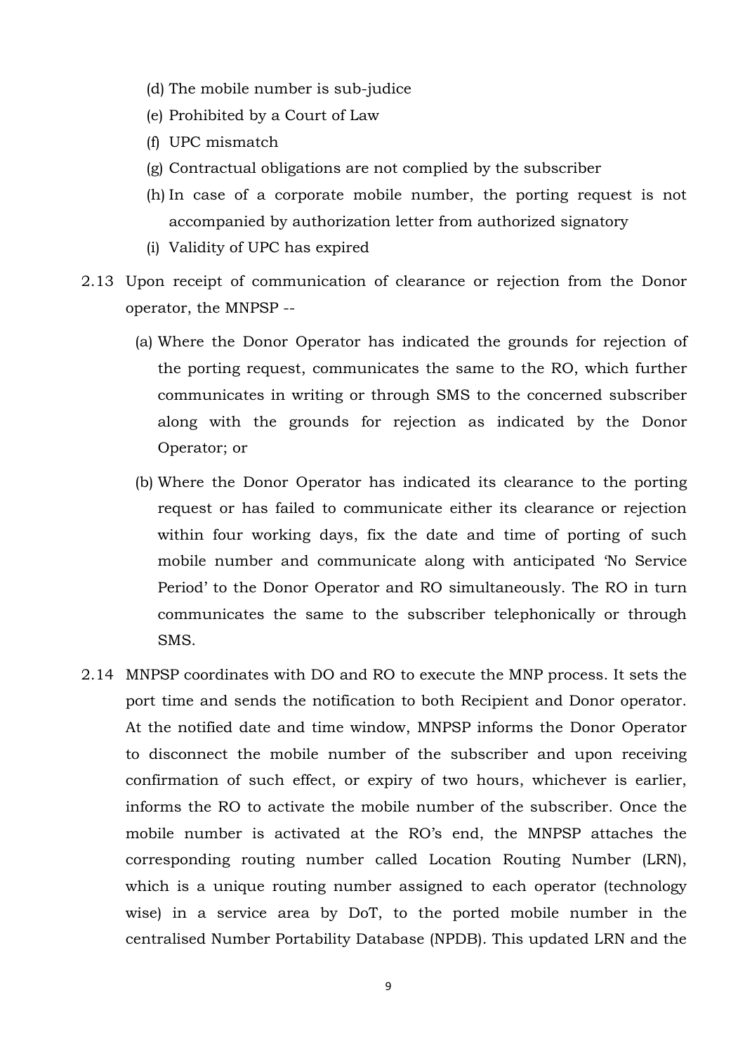(d) The mobile number is sub-judice

(e) Prohibited by a Court of Law

(f) UPC mismatch

(g) Contractual obligations are not complied by the subscriber

(h) In case of a corporate mobile number, the porting request is not accompanied by authorization letter from authorized signatory

(i) Validity of UPC has expired

2.13 Upon receipt of communication of clearance or rejection from the Donor operator, the MNPSP --

(a) Where the Donor Operator has indicated the grounds for rejection of the porting request, communicates the same to the RO, which further communicates in writing or through SMS to the concerned subscriber along with the grounds for rejection as indicated by the Donor Operator; or

(b) Where the Donor Operator has indicated its clearance to the porting request or has failed to communicate either its clearance or rejection within four working days, fix the date and time of porting of such mobile number and communicate along with anticipated 'No Service Period' to the Donor Operator and RO simultaneously. The RO in turn communicates the same to the subscriber telephonically or through SMS.

2.14 MNPSP coordinates with DO and RO to execute the MNP process. It sets the port time and sends the notification to both Recipient and Donor operator. At the notified date and time window, MNPSP informs the Donor Operator to disconnect the mobile number of the subscriber and upon receiving confirmation of such effect, or expiry of two hours, whichever is earlier, informs the RO to activate the mobile number of the subscriber. Once the mobile number is activated at the RO's end, the MNPSP attaches the corresponding routing number called Location Routing Number (LRN), which is a unique routing number assigned to each operator (technology wise) in a service area by DoT, to the ported mobile number in the centralised Number Portability Database (NPDB). This updated LRN and the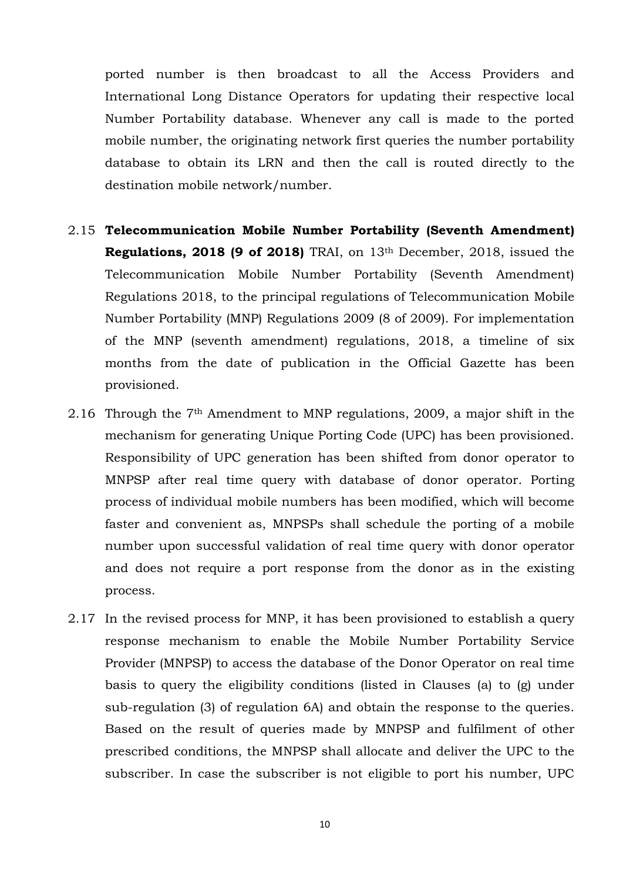ported number is then broadcast to all the Access Providers and International Long Distance Operators for updating their respective local Number Portability database. Whenever any call is made to the ported mobile number, the originating network first queries the number portability database to obtain its LRN and then the call is routed directly to the destination mobile network/number.

2.15 **Telecommunication Mobile Number Portability (Seventh Amendment) Regulations, 2018 (9 of 2018)** TRAI, on 13th December, 2018, issued the Telecommunication Mobile Number Portability (Seventh Amendment) Regulations 2018, to the principal regulations of Telecommunication Mobile Number Portability (MNP) Regulations 2009 (8 of 2009). For implementation of the MNP (seventh amendment) regulations, 2018, a timeline of six months from the date of publication in the Official Gazette has been provisioned.

2.16 Through the 7th Amendment to MNP regulations, 2009, a major shift in the mechanism for generating Unique Porting Code (UPC) has been provisioned. Responsibility of UPC generation has been shifted from donor operator to MNPSP after real time query with database of donor operator. Porting process of individual mobile numbers has been modified, which will become faster and convenient as, MNPSPs shall schedule the porting of a mobile number upon successful validation of real time query with donor operator and does not require a port response from the donor as in the existing process.

2.17 In the revised process for MNP, it has been provisioned to establish a query response mechanism to enable the Mobile Number Portability Service Provider (MNPSP) to access the database of the Donor Operator on real time basis to query the eligibility conditions (listed in Clauses (a) to (g) under sub-regulation (3) of regulation 6A) and obtain the response to the queries. Based on the result of queries made by MNPSP and fulfilment of other prescribed conditions, the MNPSP shall allocate and deliver the UPC to the subscriber. In case the subscriber is not eligible to port his number, UPC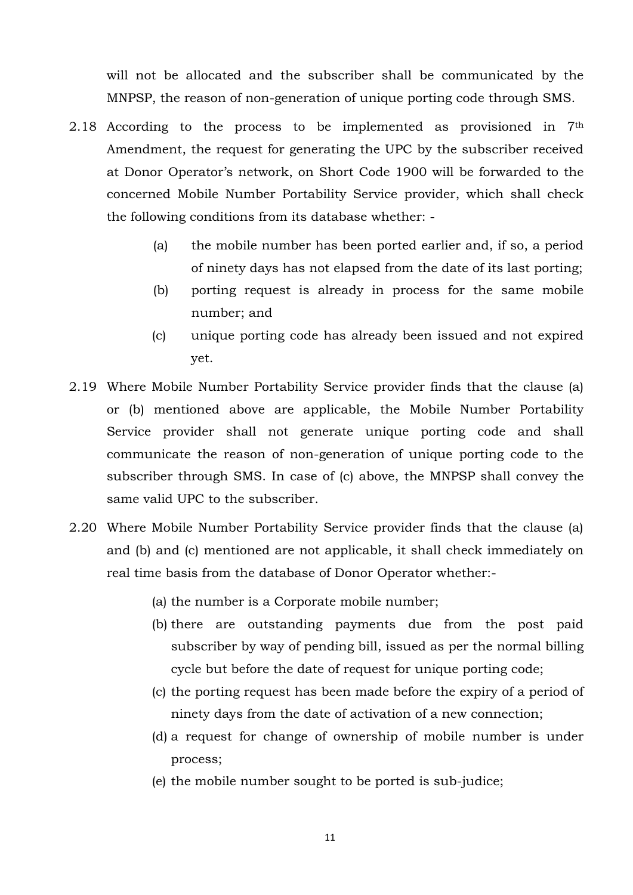will not be allocated and the subscriber shall be communicated by the MNPSP, the reason of non-generation of unique porting code through SMS.

2.18 According to the process to be implemented as provisioned in 7th Amendment, the request for generating the UPC by the subscriber received at Donor Operator's network, on Short Code 1900 will be forwarded to the concerned Mobile Number Portability Service provider, which shall check the following conditions from its database whether: -

(a) the mobile number has been ported earlier and, if so, a period of ninety days has not elapsed from the date of its last porting;

(b) porting request is already in process for the same mobile number; and

(c) unique porting code has already been issued and not expired yet.

2.19 Where Mobile Number Portability Service provider finds that the clause (a) or (b) mentioned above are applicable, the Mobile Number Portability Service provider shall not generate unique porting code and shall communicate the reason of non-generation of unique porting code to the subscriber through SMS. In case of (c) above, the MNPSP shall convey the same valid UPC to the subscriber.

2.20 Where Mobile Number Portability Service provider finds that the clause (a) and (b) and (c) mentioned are not applicable, it shall check immediately on real time basis from the database of Donor Operator whether:-

(a) the number is a Corporate mobile number;

(b) there are outstanding payments due from the post paid subscriber by way of pending bill, issued as per the normal billing cycle but before the date of request for unique porting code;

(c) the porting request has been made before the expiry of a period of ninety days from the date of activation of a new connection;

(d) a request for change of ownership of mobile number is under process;

(e) the mobile number sought to be ported is sub-judice;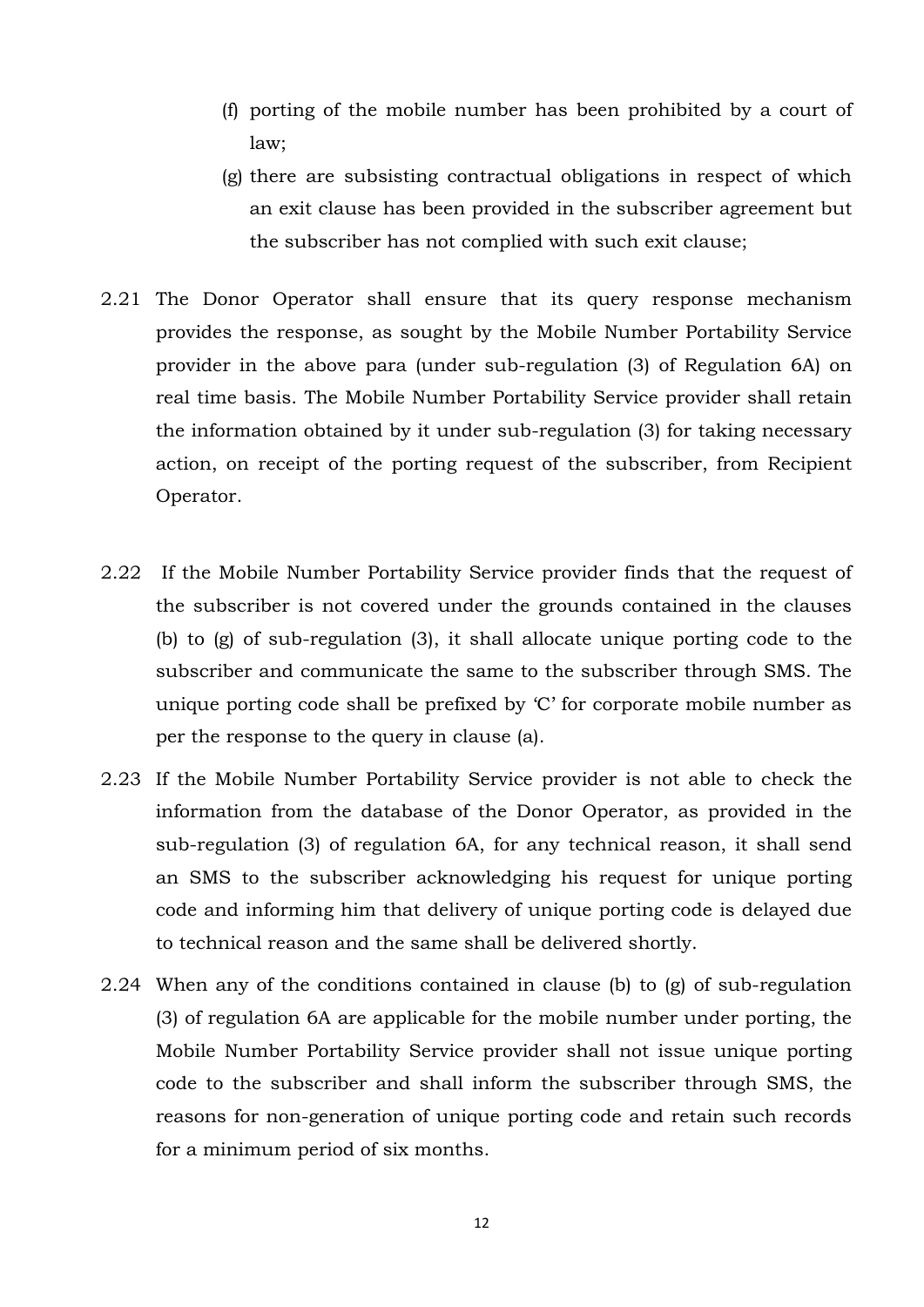(f) porting of the mobile number has been prohibited by a court of law;

(g) there are subsisting contractual obligations in respect of which an exit clause has been provided in the subscriber agreement but the subscriber has not complied with such exit clause;

2.21 The Donor Operator shall ensure that its query response mechanism provides the response, as sought by the Mobile Number Portability Service provider in the above para (under sub-regulation (3) of Regulation 6A) on real time basis. The Mobile Number Portability Service provider shall retain the information obtained by it under sub-regulation (3) for taking necessary action, on receipt of the porting request of the subscriber, from Recipient Operator.

2.22 If the Mobile Number Portability Service provider finds that the request of the subscriber is not covered under the grounds contained in the clauses (b) to (g) of sub-regulation (3), it shall allocate unique porting code to the subscriber and communicate the same to the subscriber through SMS. The unique porting code shall be prefixed by 'C' for corporate mobile number as per the response to the query in clause (a).

2.23 If the Mobile Number Portability Service provider is not able to check the information from the database of the Donor Operator, as provided in the sub-regulation (3) of regulation 6A, for any technical reason, it shall send an SMS to the subscriber acknowledging his request for unique porting code and informing him that delivery of unique porting code is delayed due to technical reason and the same shall be delivered shortly.

2.24 When any of the conditions contained in clause (b) to (g) of sub-regulation (3) of regulation 6A are applicable for the mobile number under porting, the Mobile Number Portability Service provider shall not issue unique porting code to the subscriber and shall inform the subscriber through SMS, the reasons for non-generation of unique porting code and retain such records for a minimum period of six months.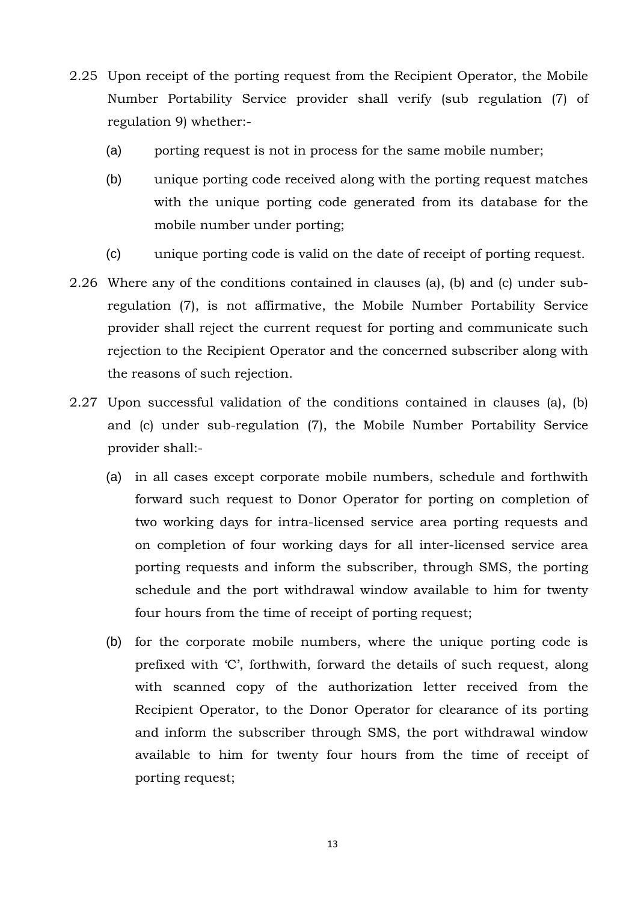2.25 Upon receipt of the porting request from the Recipient Operator, the Mobile Number Portability Service provider shall verify (sub regulation (7) of regulation 9) whether:-

(a) porting request is not in process for the same mobile number;

(b) unique porting code received along with the porting request matches with the unique porting code generated from its database for the mobile number under porting;

(c) unique porting code is valid on the date of receipt of porting request.

2.26 Where any of the conditions contained in clauses (a), (b) and (c) under sub-regulation (7), is not affirmative, the Mobile Number Portability Service provider shall reject the current request for porting and communicate such rejection to the Recipient Operator and the concerned subscriber along with the reasons of such rejection.

2.27 Upon successful validation of the conditions contained in clauses (a), (b) and (c) under sub-regulation (7), the Mobile Number Portability Service provider shall:-

(a) in all cases except corporate mobile numbers, schedule and forthwith forward such request to Donor Operator for porting on completion of two working days for intra-licensed service area porting requests and on completion of four working days for all inter-licensed service area porting requests and inform the subscriber, through SMS, the porting schedule and the port withdrawal window available to him for twenty four hours from the time of receipt of porting request;

(b) for the corporate mobile numbers, where the unique porting code is prefixed with 'C', forthwith, forward the details of such request, along with scanned copy of the authorization letter received from the Recipient Operator, to the Donor Operator for clearance of its porting and inform the subscriber through SMS, the port withdrawal window available to him for twenty four hours from the time of receipt of porting request;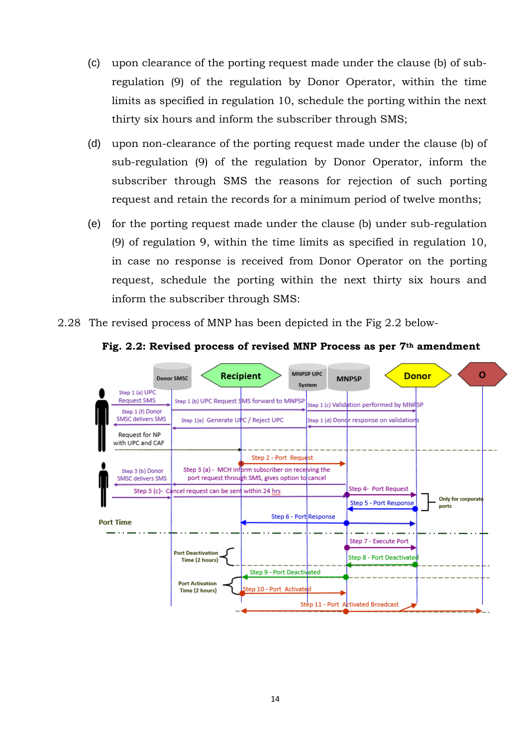(c) upon clearance of the porting request made under the clause (b) of sub-regulation (9) of the regulation by Donor Operator, within the time limits as specified in regulation 10, schedule the porting within the next thirty six hours and inform the subscriber through SMS;

(d) upon non-clearance of the porting request made under the clause (b) of sub-regulation (9) of the regulation by Donor Operator, inform the subscriber through SMS the reasons for rejection of such porting request and retain the records for a minimum period of twelve months;

(e) for the porting request made under the clause (b) under sub-regulation (9) of regulation 9, within the time limits as specified in regulation 10, in case no response is received from Donor Operator on the porting request, schedule the porting within the next thirty six hours and inform the subscriber through SMS:

2.28 The revised process of MNP has been depicted in the Fig 2.2 below-

**Fig. 2.2: Revised process of revised MNP Process as per 7th amendment**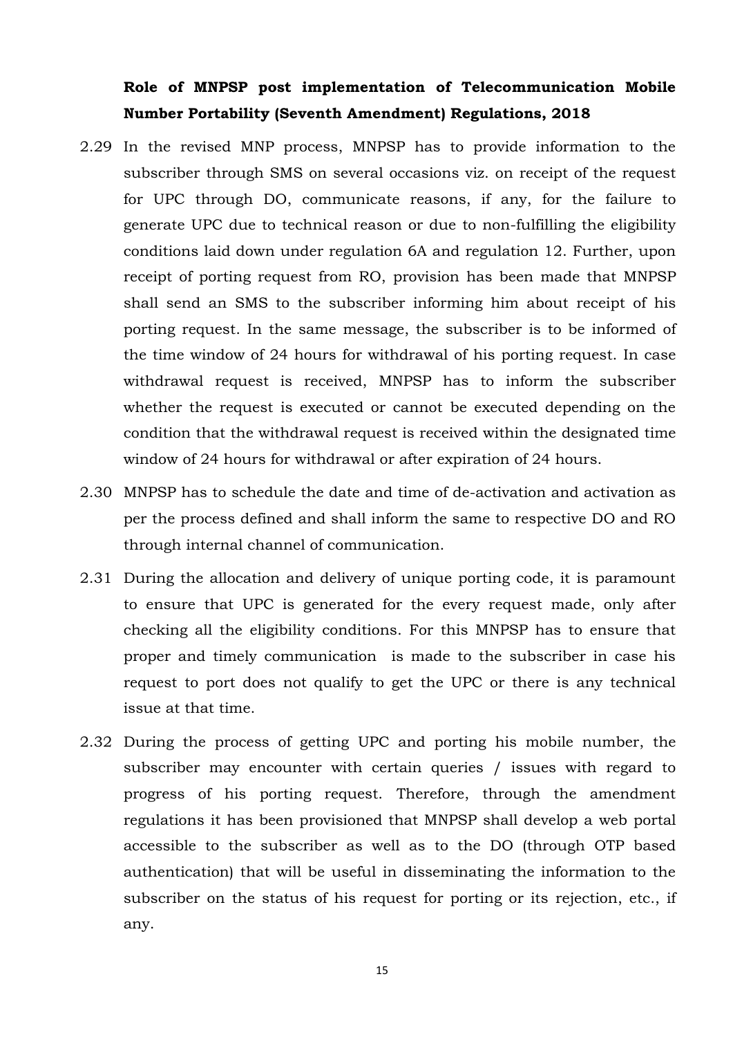**Role of MNPSP post implementation of Telecommunication Mobile Number Portability (Seventh Amendment) Regulations, 2018**

2.29 In the revised MNP process, MNPSP has to provide information to the subscriber through SMS on several occasions viz. on receipt of the request for UPC through DO, communicate reasons, if any, for the failure to generate UPC due to technical reason or due to non-fulfilling the eligibility conditions laid down under regulation 6A and regulation 12. Further, upon receipt of porting request from RO, provision has been made that MNPSP shall send an SMS to the subscriber informing him about receipt of his porting request. In the same message, the subscriber is to be informed of the time window of 24 hours for withdrawal of his porting request. In case withdrawal request is received, MNPSP has to inform the subscriber whether the request is executed or cannot be executed depending on the condition that the withdrawal request is received within the designated time window of 24 hours for withdrawal or after expiration of 24 hours.

2.30 MNPSP has to schedule the date and time of de-activation and activation as per the process defined and shall inform the same to respective DO and RO through internal channel of communication.

2.31 During the allocation and delivery of unique porting code, it is paramount to ensure that UPC is generated for the every request made, only after checking all the eligibility conditions. For this MNPSP has to ensure that proper and timely communication is made to the subscriber in case his request to port does not qualify to get the UPC or there is any technical issue at that time.

2.32 During the process of getting UPC and porting his mobile number, the subscriber may encounter with certain queries / issues with regard to progress of his porting request. Therefore, through the amendment regulations it has been provisioned that MNPSP shall develop a web portal accessible to the subscriber as well as to the DO (through OTP based authentication) that will be useful in disseminating the information to the subscriber on the status of his request for porting or its rejection, etc., if any.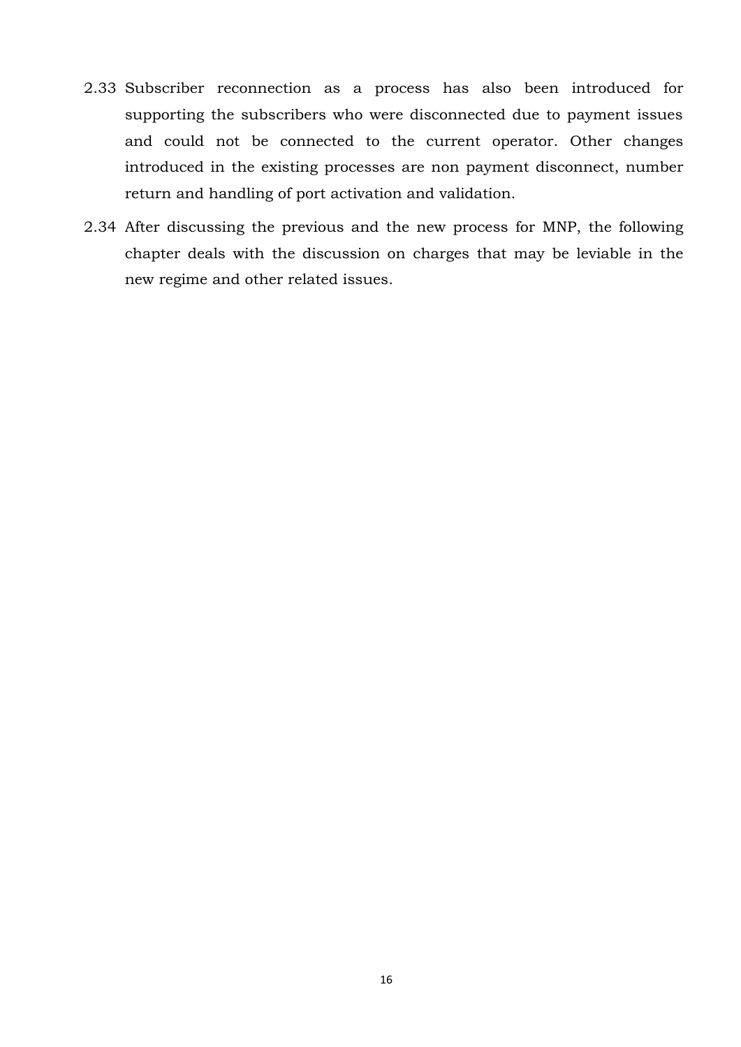2.33 Subscriber reconnection as a process has also been introduced for supporting the subscribers who were disconnected due to payment issues and could not be connected to the current operator. Other changes introduced in the existing processes are non payment disconnect, number return and handling of port activation and validation.

2.34 After discussing the previous and the new process for MNP, the following chapter deals with the discussion on charges that may be leviable in the new regime and other related issues.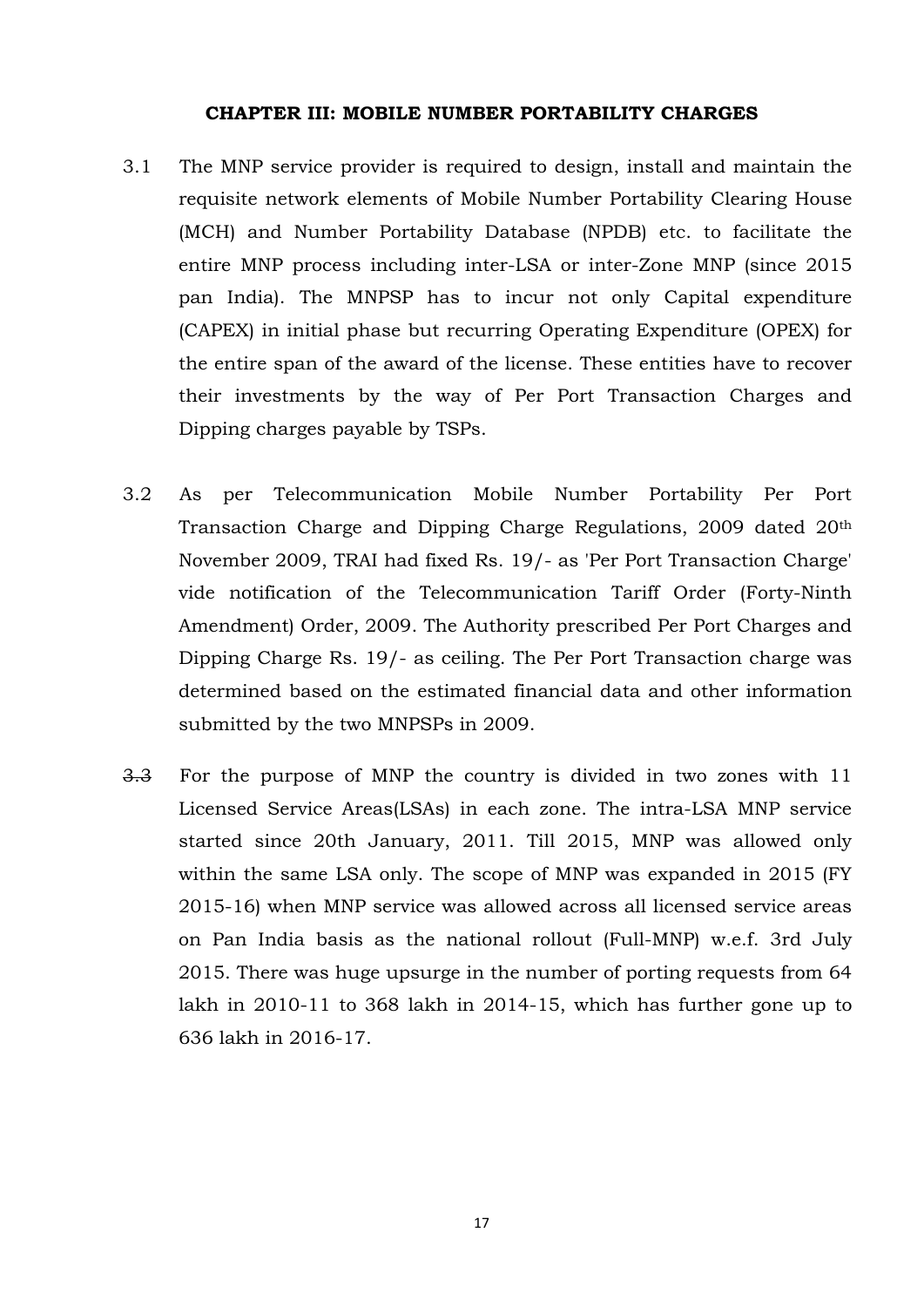## CHAPTER III: MOBILE NUMBER PORTABILITY CHARGES

3.1 The MNP service provider is required to design, install and maintain the requisite network elements of Mobile Number Portability Clearing House (MCH) and Number Portability Database (NPDB) etc. to facilitate the entire MNP process including inter-LSA or inter-Zone MNP (since 2015 pan India). The MNPSP has to incur not only Capital expenditure (CAPEX) in initial phase but recurring Operating Expenditure (OPEX) for the entire span of the award of the license. These entities have to recover their investments by the way of Per Port Transaction Charges and Dipping charges payable by TSPs.

3.2 As per Telecommunication Mobile Number Portability Per Port Transaction Charge and Dipping Charge Regulations, 2009 dated 20th November 2009, TRAI had fixed Rs. 19/- as 'Per Port Transaction Charge' vide notification of the Telecommunication Tariff Order (Forty-Ninth Amendment) Order, 2009. The Authority prescribed Per Port Charges and Dipping Charge Rs. 19/- as ceiling. The Per Port Transaction charge was determined based on the estimated financial data and other information submitted by the two MNPSPs in 2009.

3.3 For the purpose of MNP the country is divided in two zones with 11 Licensed Service Areas(LSAs) in each zone. The intra-LSA MNP service started since 20th January, 2011. Till 2015, MNP was allowed only within the same LSA only. The scope of MNP was expanded in 2015 (FY 2015-16) when MNP service was allowed across all licensed service areas on Pan India basis as the national rollout (Full-MNP) w.e.f. 3rd July 2015. There was huge upsurge in the number of porting requests from 64 lakh in 2010-11 to 368 lakh in 2014-15, which has further gone up to 636 lakh in 2016-17.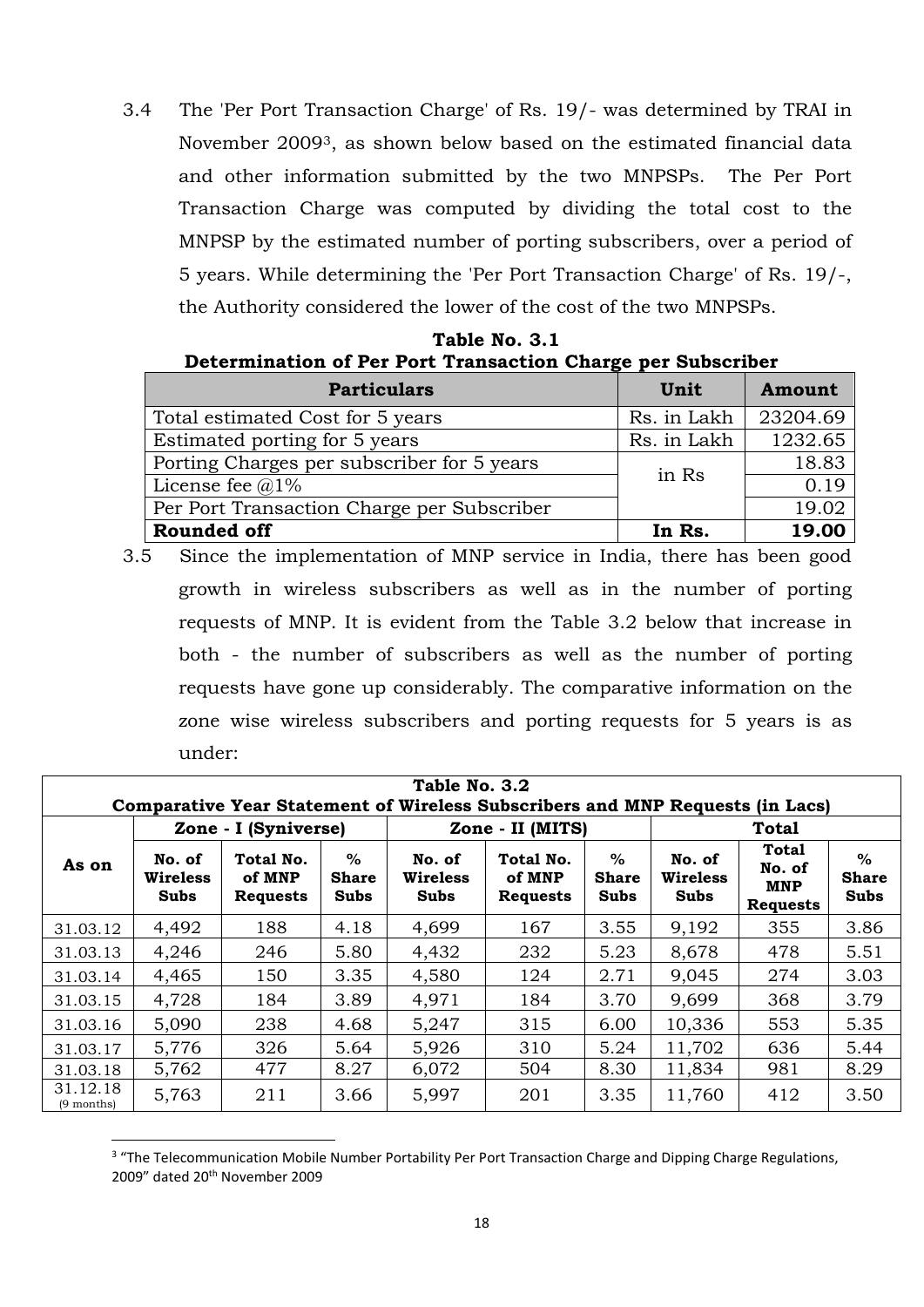3.4 The 'Per Port Transaction Charge' of Rs. 19/- was determined by TRAI in November 2009[3], as shown below based on the estimated financial data and other information submitted by the two MNPSPs. The Per Port Transaction Charge was computed by dividing the total cost to the MNPSP by the estimated number of porting subscribers, over a period of 5 years. While determining the 'Per Port Transaction Charge' of Rs. 19/-, the Authority considered the lower of the cost of the two MNPSPs.

**Table No. 3.1**
**Determination of Per Port Transaction Charge per Subscriber**

| Particulars | Unit | Amount |
|---|---|---|
| Total estimated Cost for 5 years | Rs. in Lakh | 23204.69 |
| Estimated porting for 5 years | Rs. in Lakh | 1232.65 |
| Porting Charges per subscriber for 5 years | in Rs | 18.83 |
| License fee @1% | | 0.19 |
| Per Port Transaction Charge per Subscriber | | 19.02 |
| **Rounded off** | **In Rs.** | **19.00** |

3.5 Since the implementation of MNP service in India, there has been good growth in wireless subscribers as well as in the number of porting requests of MNP. It is evident from the Table 3.2 below that increase in both - the number of subscribers as well as the number of porting requests have gone up considerably. The comparative information on the zone wise wireless subscribers and porting requests for 5 years is as under:

**Table No. 3.2**
**Comparative Year Statement of Wireless Subscribers and MNP Requests (in Lacs)**

| As on | Zone - I (Syniverse) | | | Zone - II (MITS) | | | Total | | |
|---|---|---|---|---|---|---|---|---|---|
| | No. of Wireless Subs | Total No. of MNP Requests | % Share Subs | No. of Wireless Subs | Total No. of MNP Requests | % Share Subs | No. of Wireless Subs | Total No. of MNP Requests | % Share Subs |
| 31.03.12 | 4,492 | 188 | 4.18 | 4,699 | 167 | 3.55 | 9,192 | 355 | 3.86 |
| 31.03.13 | 4,246 | 246 | 5.80 | 4,432 | 232 | 5.23 | 8,678 | 478 | 5.51 |
| 31.03.14 | 4,465 | 150 | 3.35 | 4,580 | 124 | 2.71 | 9,045 | 274 | 3.03 |
| 31.03.15 | 4,728 | 184 | 3.89 | 4,971 | 184 | 3.70 | 9,699 | 368 | 3.79 |
| 31.03.16 | 5,090 | 238 | 4.68 | 5,247 | 315 | 6.00 | 10,336 | 553 | 5.35 |
| 31.03.17 | 5,776 | 326 | 5.64 | 5,926 | 310 | 5.24 | 11,702 | 636 | 5.44 |
| 31.03.18 | 5,762 | 477 | 8.27 | 6,072 | 504 | 8.30 | 11,834 | 981 | 8.29 |
| 31.12.18 (9 months) | 5,763 | 211 | 3.66 | 5,997 | 201 | 3.35 | 11,760 | 412 | 3.50 |

[3] "The Telecommunication Mobile Number Portability Per Port Transaction Charge and Dipping Charge Regulations, 2009" dated 20th November 2009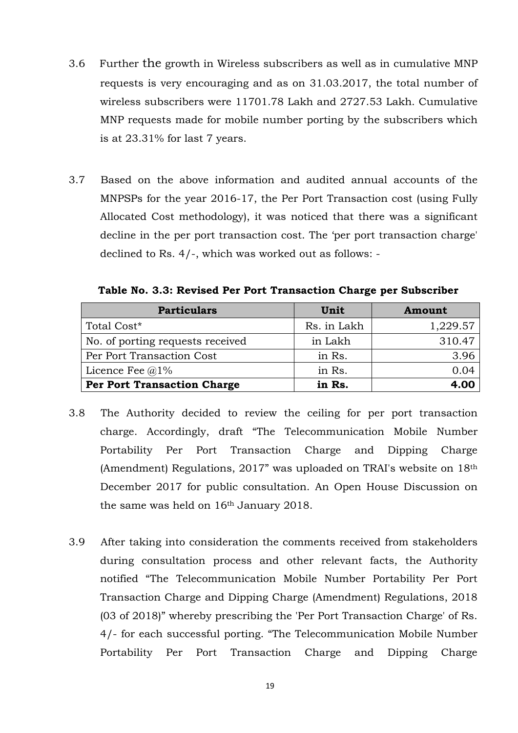3.6 Further the growth in Wireless subscribers as well as in cumulative MNP requests is very encouraging and as on 31.03.2017, the total number of wireless subscribers were 11701.78 Lakh and 2727.53 Lakh. Cumulative MNP requests made for mobile number porting by the subscribers which is at 23.31% for last 7 years.

3.7 Based on the above information and audited annual accounts of the MNPSPs for the year 2016-17, the Per Port Transaction cost (using Fully Allocated Cost methodology), it was noticed that there was a significant decline in the per port transaction cost. The 'per port transaction charge' declined to Rs. 4/-, which was worked out as follows: -

**Table No. 3.3: Revised Per Port Transaction Charge per Subscriber**

| Particulars | Unit | Amount |
|---|---|---|
| Total Cost* | Rs. in Lakh | 1,229.57 |
| No. of porting requests received | in Lakh | 310.47 |
| Per Port Transaction Cost | in Rs. | 3.96 |
| Licence Fee @1% | in Rs. | 0.04 |
| **Per Port Transaction Charge** | **in Rs.** | **4.00** |

3.8 The Authority decided to review the ceiling for per port transaction charge. Accordingly, draft "The Telecommunication Mobile Number Portability Per Port Transaction Charge and Dipping Charge (Amendment) Regulations, 2017" was uploaded on TRAI's website on 18th December 2017 for public consultation. An Open House Discussion on the same was held on 16th January 2018.

3.9 After taking into consideration the comments received from stakeholders during consultation process and other relevant facts, the Authority notified "The Telecommunication Mobile Number Portability Per Port Transaction Charge and Dipping Charge (Amendment) Regulations, 2018 (03 of 2018)" whereby prescribing the 'Per Port Transaction Charge' of Rs. 4/- for each successful porting. "The Telecommunication Mobile Number Portability Per Port Transaction Charge and Dipping Charge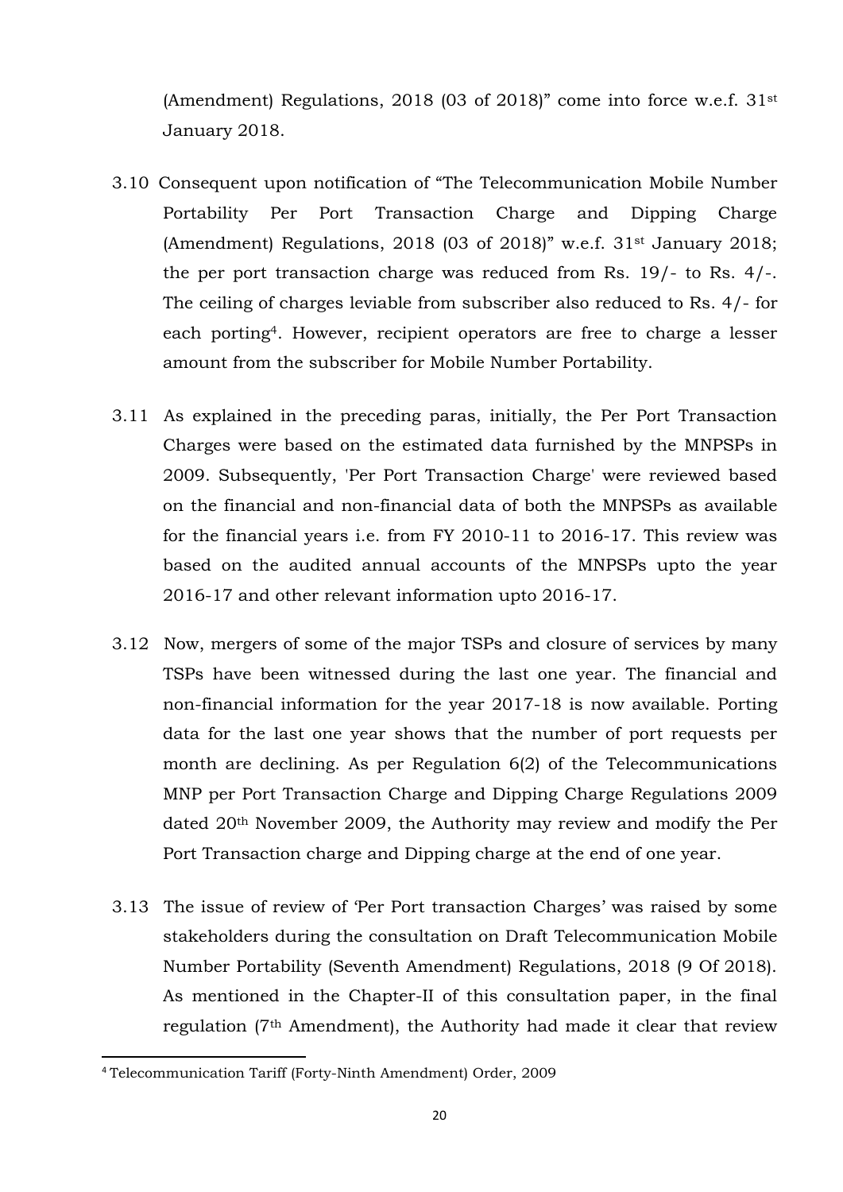(Amendment) Regulations, 2018 (03 of 2018)" come into force w.e.f. 31st January 2018.

3.10 Consequent upon notification of "The Telecommunication Mobile Number Portability Per Port Transaction Charge and Dipping Charge (Amendment) Regulations, 2018 (03 of 2018)" w.e.f. 31st January 2018; the per port transaction charge was reduced from Rs. 19/- to Rs. 4/-. The ceiling of charges leviable from subscriber also reduced to Rs. 4/- for each porting[4]. However, recipient operators are free to charge a lesser amount from the subscriber for Mobile Number Portability.

3.11 As explained in the preceding paras, initially, the Per Port Transaction Charges were based on the estimated data furnished by the MNPSPs in 2009. Subsequently, 'Per Port Transaction Charge' were reviewed based on the financial and non-financial data of both the MNPSPs as available for the financial years i.e. from FY 2010-11 to 2016-17. This review was based on the audited annual accounts of the MNPSPs upto the year 2016-17 and other relevant information upto 2016-17.

3.12 Now, mergers of some of the major TSPs and closure of services by many TSPs have been witnessed during the last one year. The financial and non-financial information for the year 2017-18 is now available. Porting data for the last one year shows that the number of port requests per month are declining. As per Regulation 6(2) of the Telecommunications MNP per Port Transaction Charge and Dipping Charge Regulations 2009 dated 20th November 2009, the Authority may review and modify the Per Port Transaction charge and Dipping charge at the end of one year.

3.13 The issue of review of 'Per Port transaction Charges' was raised by some stakeholders during the consultation on Draft Telecommunication Mobile Number Portability (Seventh Amendment) Regulations, 2018 (9 Of 2018). As mentioned in the Chapter-II of this consultation paper, in the final regulation (7th Amendment), the Authority had made it clear that review

---

[4] Telecommunication Tariff (Forty-Ninth Amendment) Order, 2009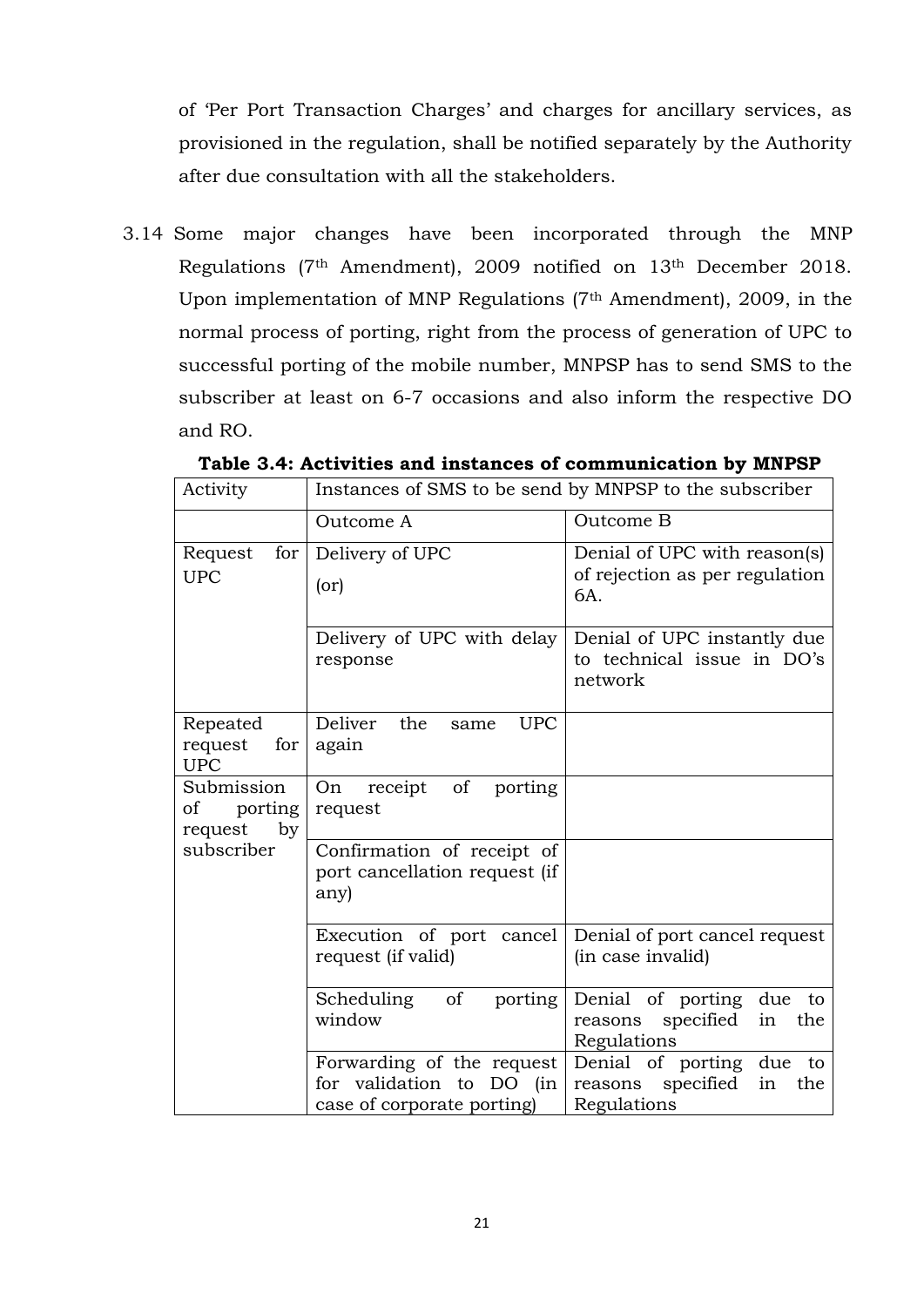of 'Per Port Transaction Charges' and charges for ancillary services, as provisioned in the regulation, shall be notified separately by the Authority after due consultation with all the stakeholders.

3.14 Some major changes have been incorporated through the MNP Regulations (7th Amendment), 2009 notified on 13th December 2018. Upon implementation of MNP Regulations (7th Amendment), 2009, in the normal process of porting, right from the process of generation of UPC to successful porting of the mobile number, MNPSP has to send SMS to the subscriber at least on 6-7 occasions and also inform the respective DO and RO.

**Table 3.4: Activities and instances of communication by MNPSP**

| Activity | Instances of SMS to be send by MNPSP to the subscriber | |
|---|---|---|
| | Outcome A | Outcome B |
| Request for UPC | Delivery of UPC (or) | Denial of UPC with reason(s) of rejection as per regulation 6A. |
| | Delivery of UPC with delay response | Denial of UPC instantly due to technical issue in DO's network |
| Repeated request for UPC | Deliver the same UPC again | |
| Submission of porting request by subscriber | On receipt of porting request | |
| | Confirmation of receipt of port cancellation request (if any) | |
| | Execution of port cancel request (if valid) | Denial of port cancel request (in case invalid) |
| | Scheduling of porting window | Denial of porting due to reasons specified in the Regulations |
| | Forwarding of the request for validation to DO (in case of corporate porting) | Denial of porting due to reasons specified in the Regulations |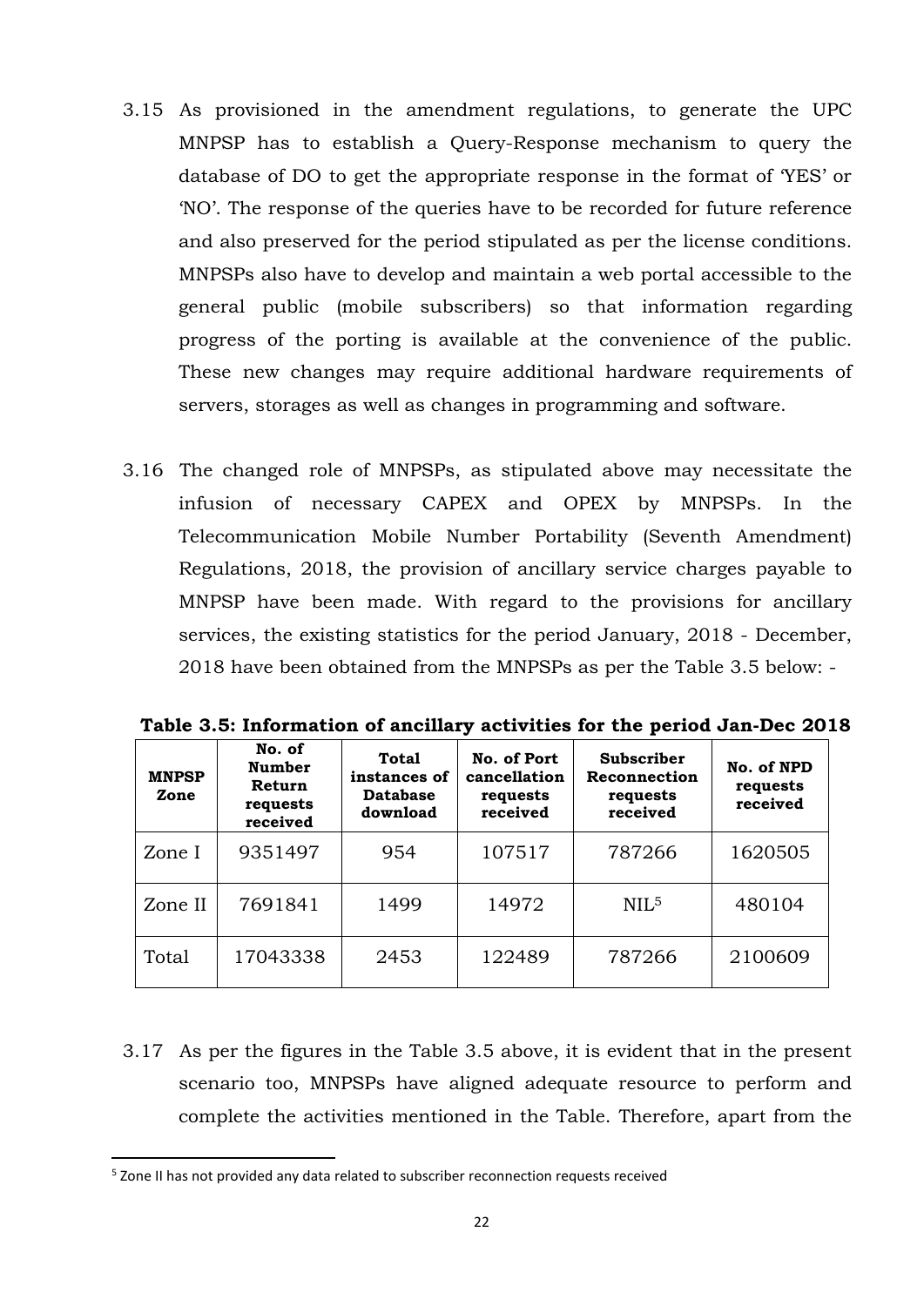3.15 As provisioned in the amendment regulations, to generate the UPC MNPSP has to establish a Query-Response mechanism to query the database of DO to get the appropriate response in the format of 'YES' or 'NO'. The response of the queries have to be recorded for future reference and also preserved for the period stipulated as per the license conditions. MNPSPs also have to develop and maintain a web portal accessible to the general public (mobile subscribers) so that information regarding progress of the porting is available at the convenience of the public. These new changes may require additional hardware requirements of servers, storages as well as changes in programming and software.

3.16 The changed role of MNPSPs, as stipulated above may necessitate the infusion of necessary CAPEX and OPEX by MNPSPs. In the Telecommunication Mobile Number Portability (Seventh Amendment) Regulations, 2018, the provision of ancillary service charges payable to MNPSP have been made. With regard to the provisions for ancillary services, the existing statistics for the period January, 2018 - December, 2018 have been obtained from the MNPSPs as per the Table 3.5 below: -

**Table 3.5: Information of ancillary activities for the period Jan-Dec 2018**

| MNPSP Zone | No. of Number Return requests received | Total instances of Database download | No. of Port cancellation requests received | Subscriber Reconnection requests received | No. of NPD requests received |
|---|---|---|---|---|---|
| Zone I | 9351497 | 954 | 107517 | 787266 | 1620505 |
| Zone II | 7691841 | 1499 | 14972 | NIL[5] | 480104 |
| Total | 17043338 | 2453 | 122489 | 787266 | 2100609 |

3.17 As per the figures in the Table 3.5 above, it is evident that in the present scenario too, MNPSPs have aligned adequate resource to perform and complete the activities mentioned in the Table. Therefore, apart from the

[5] Zone II has not provided any data related to subscriber reconnection requests received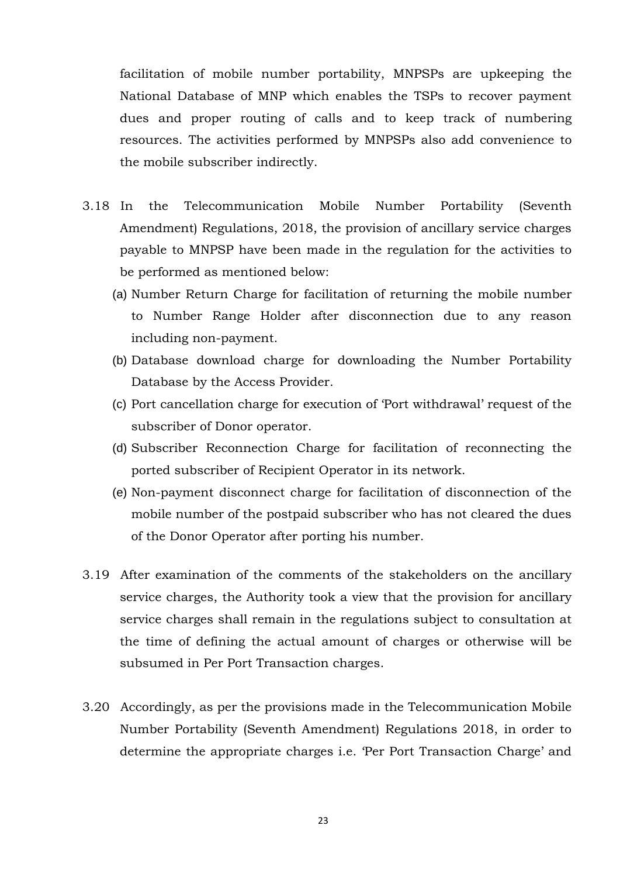facilitation of mobile number portability, MNPSPs are upkeeping the National Database of MNP which enables the TSPs to recover payment dues and proper routing of calls and to keep track of numbering resources. The activities performed by MNPSPs also add convenience to the mobile subscriber indirectly.

3.18 In the Telecommunication Mobile Number Portability (Seventh Amendment) Regulations, 2018, the provision of ancillary service charges payable to MNPSP have been made in the regulation for the activities to be performed as mentioned below:

(a) Number Return Charge for facilitation of returning the mobile number to Number Range Holder after disconnection due to any reason including non-payment.

(b) Database download charge for downloading the Number Portability Database by the Access Provider.

(c) Port cancellation charge for execution of 'Port withdrawal' request of the subscriber of Donor operator.

(d) Subscriber Reconnection Charge for facilitation of reconnecting the ported subscriber of Recipient Operator in its network.

(e) Non-payment disconnect charge for facilitation of disconnection of the mobile number of the postpaid subscriber who has not cleared the dues of the Donor Operator after porting his number.

3.19 After examination of the comments of the stakeholders on the ancillary service charges, the Authority took a view that the provision for ancillary service charges shall remain in the regulations subject to consultation at the time of defining the actual amount of charges or otherwise will be subsumed in Per Port Transaction charges.

3.20 Accordingly, as per the provisions made in the Telecommunication Mobile Number Portability (Seventh Amendment) Regulations 2018, in order to determine the appropriate charges i.e. 'Per Port Transaction Charge' and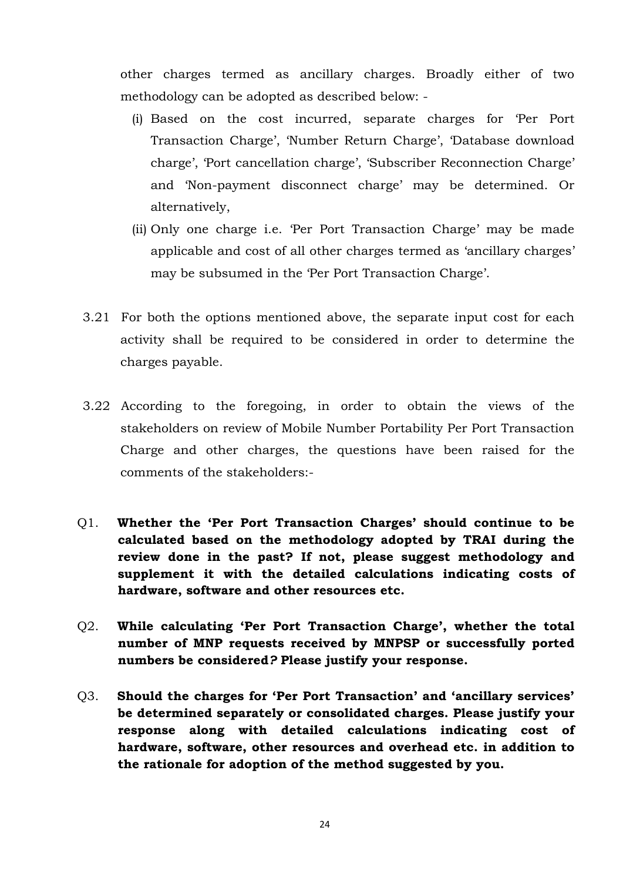other charges termed as ancillary charges. Broadly either of two methodology can be adopted as described below: -

(i) Based on the cost incurred, separate charges for 'Per Port Transaction Charge', 'Number Return Charge', 'Database download charge', 'Port cancellation charge', 'Subscriber Reconnection Charge' and 'Non-payment disconnect charge' may be determined. Or alternatively,

(ii) Only one charge i.e. 'Per Port Transaction Charge' may be made applicable and cost of all other charges termed as 'ancillary charges' may be subsumed in the 'Per Port Transaction Charge'.

3.21 For both the options mentioned above, the separate input cost for each activity shall be required to be considered in order to determine the charges payable.

3.22 According to the foregoing, in order to obtain the views of the stakeholders on review of Mobile Number Portability Per Port Transaction Charge and other charges, the questions have been raised for the comments of the stakeholders:-

Q1. **Whether the 'Per Port Transaction Charges' should continue to be calculated based on the methodology adopted by TRAI during the review done in the past? If not, please suggest methodology and supplement it with the detailed calculations indicating costs of hardware, software and other resources etc.**

Q2. **While calculating 'Per Port Transaction Charge', whether the total number of MNP requests received by MNPSP or successfully ported numbers be considered? Please justify your response.**

Q3. **Should the charges for 'Per Port Transaction' and 'ancillary services' be determined separately or consolidated charges. Please justify your response along with detailed calculations indicating cost of hardware, software, other resources and overhead etc. in addition to the rationale for adoption of the method suggested by you.**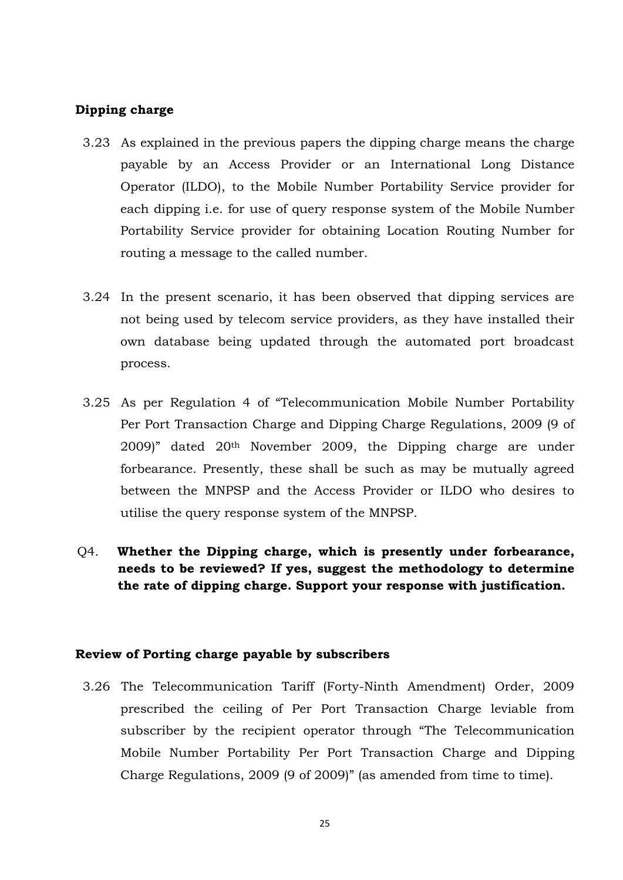**Dipping charge**

3.23 As explained in the previous papers the dipping charge means the charge payable by an Access Provider or an International Long Distance Operator (ILDO), to the Mobile Number Portability Service provider for each dipping i.e. for use of query response system of the Mobile Number Portability Service provider for obtaining Location Routing Number for routing a message to the called number.

3.24 In the present scenario, it has been observed that dipping services are not being used by telecom service providers, as they have installed their own database being updated through the automated port broadcast process.

3.25 As per Regulation 4 of "Telecommunication Mobile Number Portability Per Port Transaction Charge and Dipping Charge Regulations, 2009 (9 of 2009)" dated 20th November 2009, the Dipping charge are under forbearance. Presently, these shall be such as may be mutually agreed between the MNPSP and the Access Provider or ILDO who desires to utilise the query response system of the MNPSP.

Q4. **Whether the Dipping charge, which is presently under forbearance, needs to be reviewed? If yes, suggest the methodology to determine the rate of dipping charge. Support your response with justification.**

**Review of Porting charge payable by subscribers**

3.26 The Telecommunication Tariff (Forty-Ninth Amendment) Order, 2009 prescribed the ceiling of Per Port Transaction Charge leviable from subscriber by the recipient operator through "The Telecommunication Mobile Number Portability Per Port Transaction Charge and Dipping Charge Regulations, 2009 (9 of 2009)" (as amended from time to time).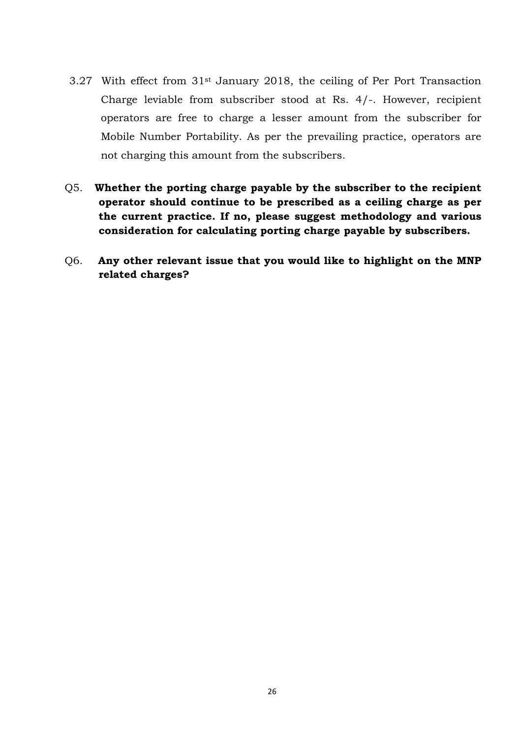3.27 With effect from 31st January 2018, the ceiling of Per Port Transaction Charge leviable from subscriber stood at Rs. 4/-. However, recipient operators are free to charge a lesser amount from the subscriber for Mobile Number Portability. As per the prevailing practice, operators are not charging this amount from the subscribers.

Q5. **Whether the porting charge payable by the subscriber to the recipient operator should continue to be prescribed as a ceiling charge as per the current practice. If no, please suggest methodology and various consideration for calculating porting charge payable by subscribers.**

Q6. **Any other relevant issue that you would like to highlight on the MNP related charges?**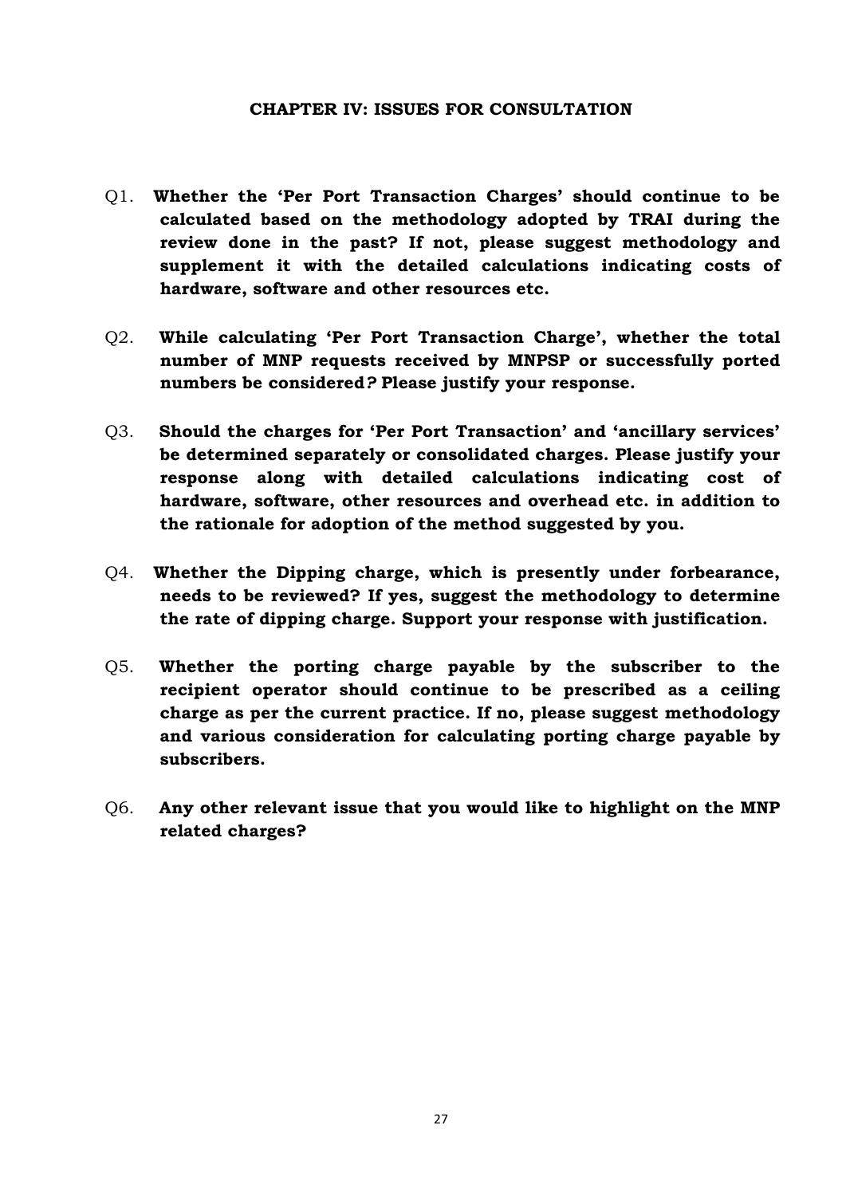# CHAPTER IV: ISSUES FOR CONSULTATION

Q1. **Whether the 'Per Port Transaction Charges' should continue to be calculated based on the methodology adopted by TRAI during the review done in the past? If not, please suggest methodology and supplement it with the detailed calculations indicating costs of hardware, software and other resources etc.**

Q2. **While calculating 'Per Port Transaction Charge', whether the total number of MNP requests received by MNPSP or successfully ported numbers be considered? Please justify your response.**

Q3. **Should the charges for 'Per Port Transaction' and 'ancillary services' be determined separately or consolidated charges. Please justify your response along with detailed calculations indicating cost of hardware, software, other resources and overhead etc. in addition to the rationale for adoption of the method suggested by you.**

Q4. **Whether the Dipping charge, which is presently under forbearance, needs to be reviewed? If yes, suggest the methodology to determine the rate of dipping charge. Support your response with justification.**

Q5. **Whether the porting charge payable by the subscriber to the recipient operator should continue to be prescribed as a ceiling charge as per the current practice. If no, please suggest methodology and various consideration for calculating porting charge payable by subscribers.**

Q6. **Any other relevant issue that you would like to highlight on the MNP related charges?**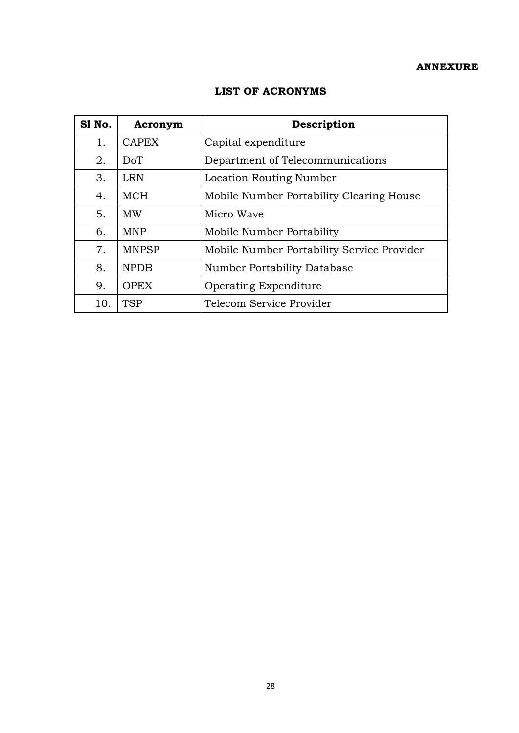**ANNEXURE**

## LIST OF ACRONYMS

| Sl No. | Acronym | Description |
|---|---|---|
| 1. | CAPEX | Capital expenditure |
| 2. | DoT | Department of Telecommunications |
| 3. | LRN | Location Routing Number |
| 4. | MCH | Mobile Number Portability Clearing House |
| 5. | MW | Micro Wave |
| 6. | MNP | Mobile Number Portability |
| 7. | MNPSP | Mobile Number Portability Service Provider |
| 8. | NPDB | Number Portability Database |
| 9. | OPEX | Operating Expenditure |
| 10. | TSP | Telecom Service Provider |